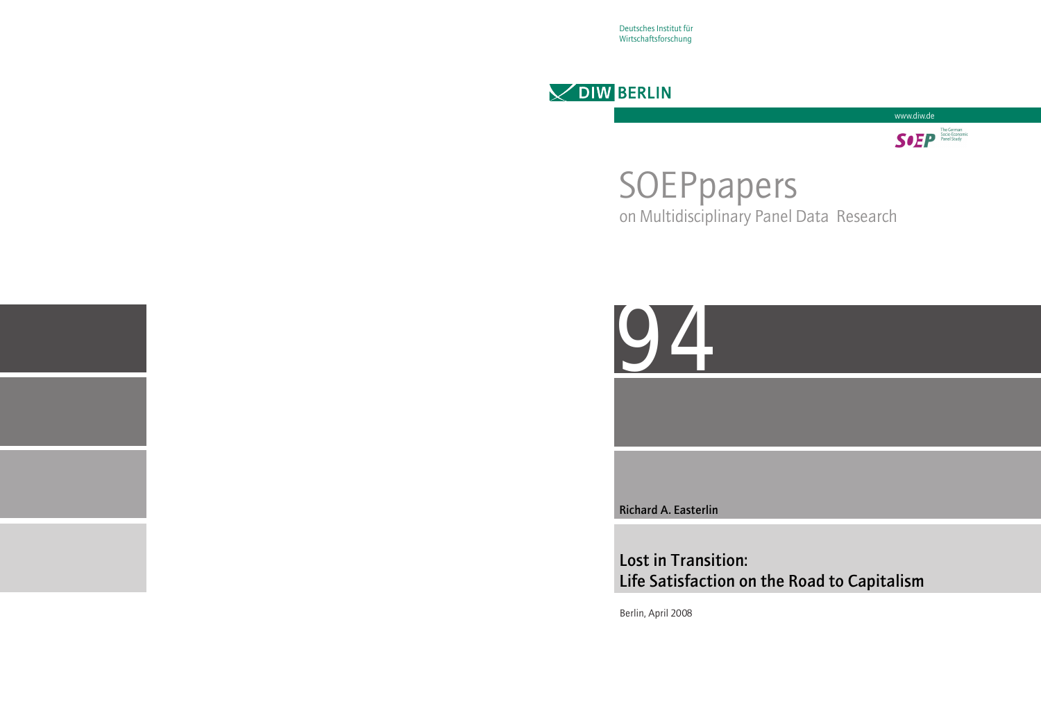Deutsches Institut für Wirtschaftsforschung

DIW BERLIN

www.diw.de

SOEP The German Socio-Economic Panel Study

# SOEPpapers

on Multidisciplinary Panel Data Research

94

**Richard A. Easterlin**

## Lost in Transition: Life Satisfaction on the Road to Capitalism

Berlin, April 2008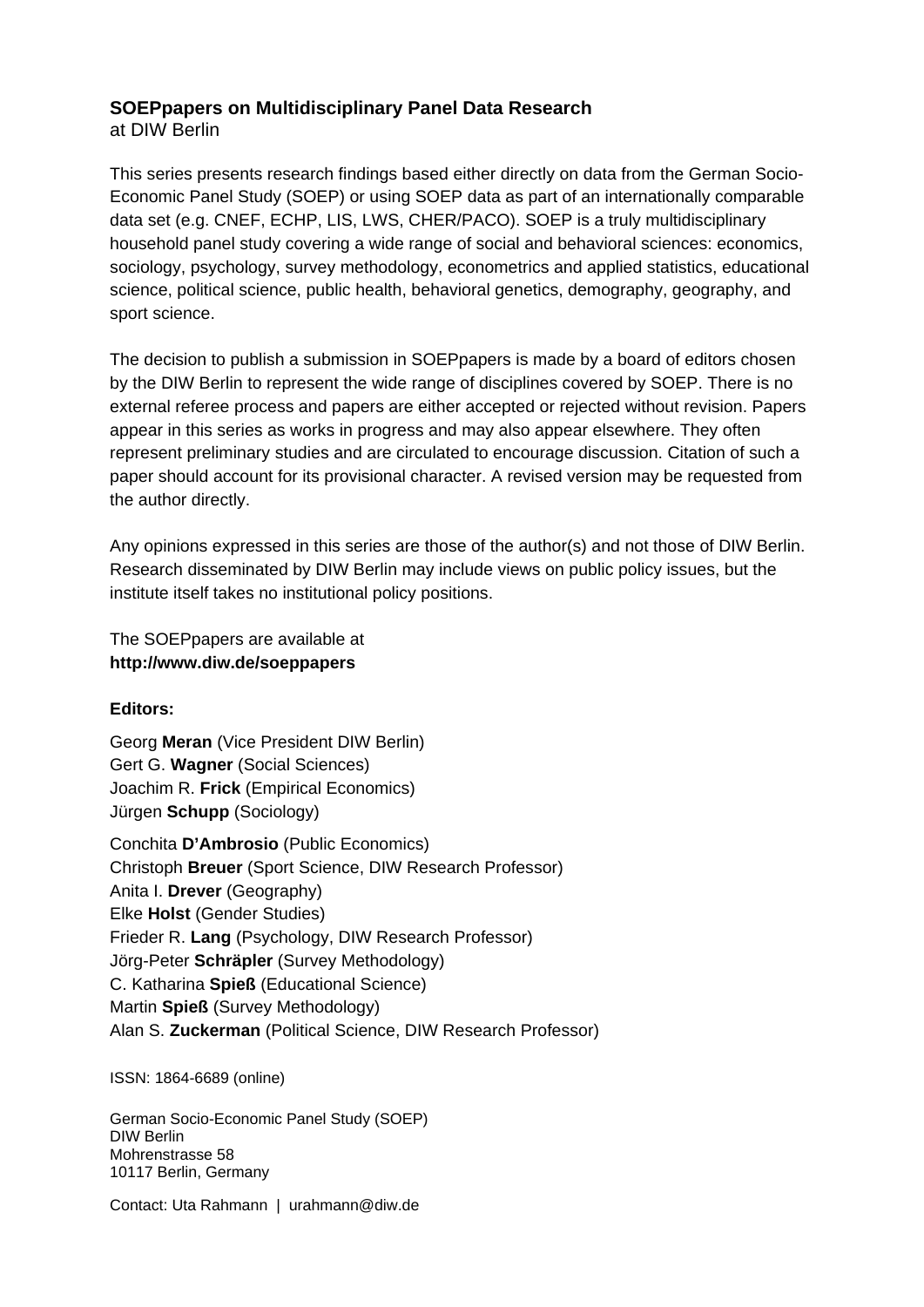**SOEPpapers on Multidisciplinary Panel Data Research**
at DIW Berlin

This series presents research findings based either directly on data from the German Socio-Economic Panel Study (SOEP) or using SOEP data as part of an internationally comparable data set (e.g. CNEF, ECHP, LIS, LWS, CHER/PACO). SOEP is a truly multidisciplinary household panel study covering a wide range of social and behavioral sciences: economics, sociology, psychology, survey methodology, econometrics and applied statistics, educational science, political science, public health, behavioral genetics, demography, geography, and sport science.

The decision to publish a submission in SOEPpapers is made by a board of editors chosen by the DIW Berlin to represent the wide range of disciplines covered by SOEP. There is no external referee process and papers are either accepted or rejected without revision. Papers appear in this series as works in progress and may also appear elsewhere. They often represent preliminary studies and are circulated to encourage discussion. Citation of such a paper should account for its provisional character. A revised version may be requested from the author directly.

Any opinions expressed in this series are those of the author(s) and not those of DIW Berlin. Research disseminated by DIW Berlin may include views on public policy issues, but the institute itself takes no institutional policy positions.

The SOEPpapers are available at
**http://www.diw.de/soeppapers**

**Editors:**

Georg **Meran** (Vice President DIW Berlin)
Gert G. **Wagner** (Social Sciences)
Joachim R. **Frick** (Empirical Economics)
Jürgen **Schupp** (Sociology)

Conchita **D'Ambrosio** (Public Economics)
Christoph **Breuer** (Sport Science, DIW Research Professor)
Anita I. **Drever** (Geography)
Elke **Holst** (Gender Studies)
Frieder R. **Lang** (Psychology, DIW Research Professor)
Jörg-Peter **Schräpler** (Survey Methodology)
C. Katharina **Spieß** (Educational Science)
Martin **Spieß** (Survey Methodology)
Alan S. **Zuckerman** (Political Science, DIW Research Professor)

ISSN: 1864-6689 (online)

German Socio-Economic Panel Study (SOEP)
DIW Berlin
Mohrenstrasse 58
10117 Berlin, Germany

Contact: Uta Rahmann | urahmann@diw.de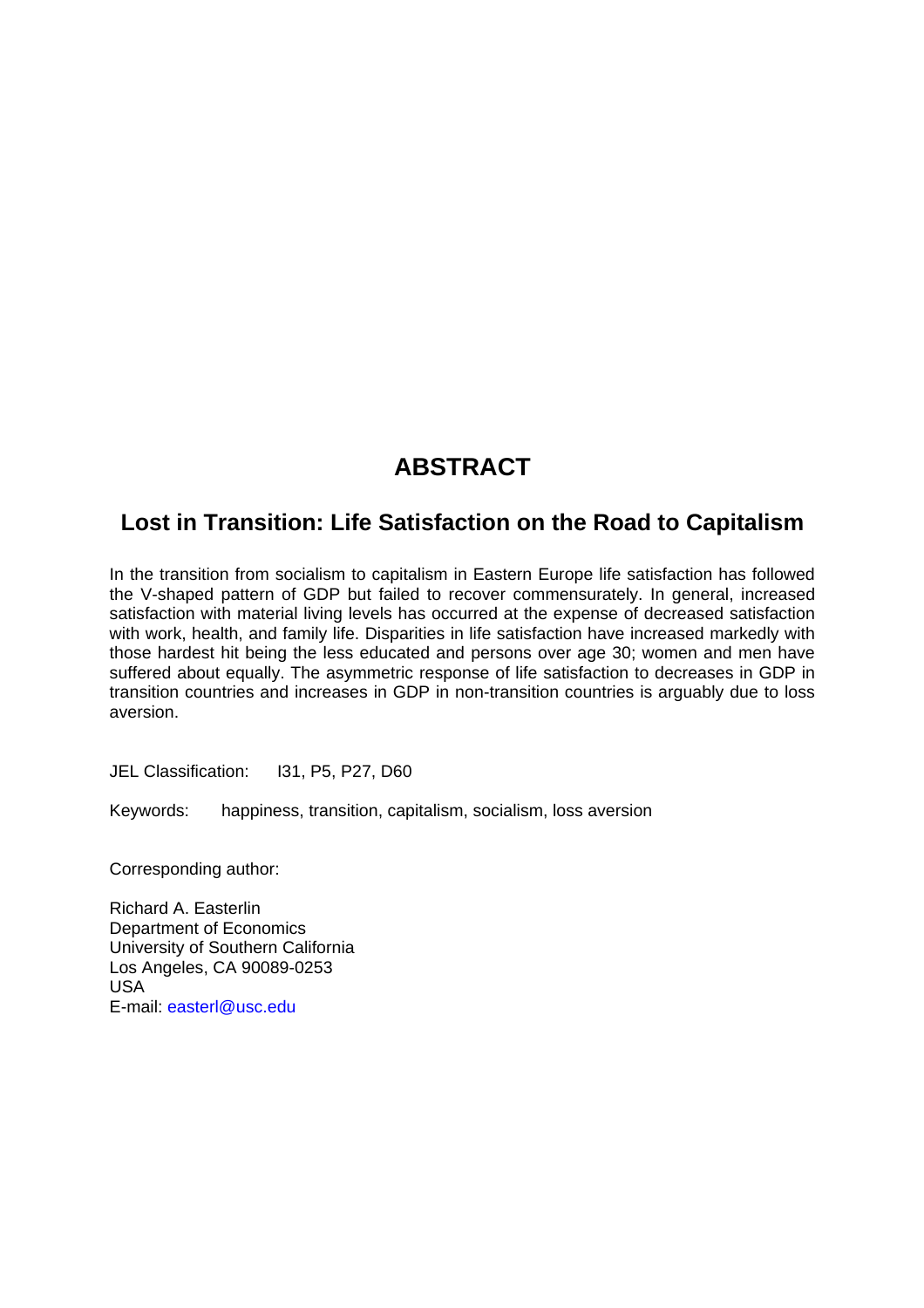# ABSTRACT

## Lost in Transition: Life Satisfaction on the Road to Capitalism

In the transition from socialism to capitalism in Eastern Europe life satisfaction has followed the V-shaped pattern of GDP but failed to recover commensurately. In general, increased satisfaction with material living levels has occurred at the expense of decreased satisfaction with work, health, and family life. Disparities in life satisfaction have increased markedly with those hardest hit being the less educated and persons over age 30; women and men have suffered about equally. The asymmetric response of life satisfaction to decreases in GDP in transition countries and increases in GDP in non-transition countries is arguably due to loss aversion.

JEL Classification: I31, P5, P27, D60

Keywords: happiness, transition, capitalism, socialism, loss aversion

Corresponding author:

Richard A. Easterlin
Department of Economics
University of Southern California
Los Angeles, CA 90089-0253
USA
E-mail: easterl@usc.edu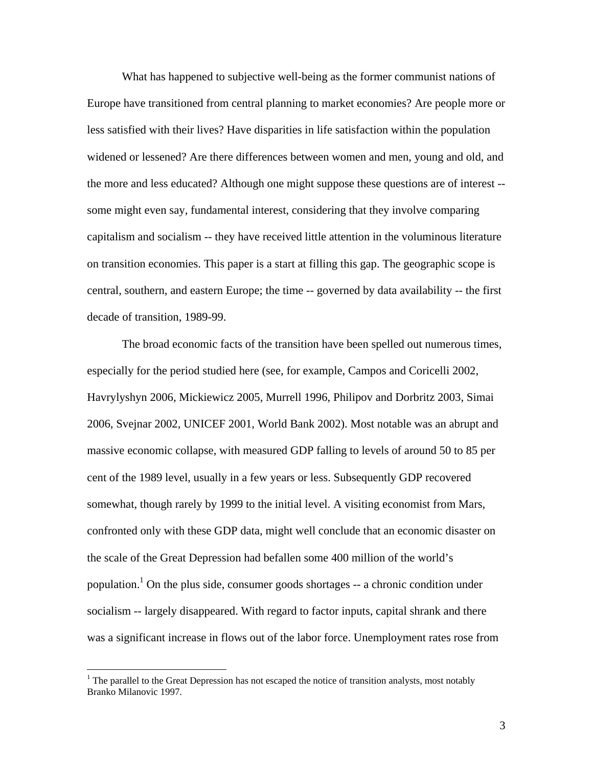What has happened to subjective well-being as the former communist nations of Europe have transitioned from central planning to market economies? Are people more or less satisfied with their lives? Have disparities in life satisfaction within the population widened or lessened? Are there differences between women and men, young and old, and the more and less educated? Although one might suppose these questions are of interest -- some might even say, fundamental interest, considering that they involve comparing capitalism and socialism -- they have received little attention in the voluminous literature on transition economies. This paper is a start at filling this gap. The geographic scope is central, southern, and eastern Europe; the time -- governed by data availability -- the first decade of transition, 1989-99.

The broad economic facts of the transition have been spelled out numerous times, especially for the period studied here (see, for example, Campos and Coricelli 2002, Havrylyshyn 2006, Mickiewicz 2005, Murrell 1996, Philipov and Dorbritz 2003, Simai 2006, Svejnar 2002, UNICEF 2001, World Bank 2002). Most notable was an abrupt and massive economic collapse, with measured GDP falling to levels of around 50 to 85 per cent of the 1989 level, usually in a few years or less. Subsequently GDP recovered somewhat, though rarely by 1999 to the initial level. A visiting economist from Mars, confronted only with these GDP data, might well conclude that an economic disaster on the scale of the Great Depression had befallen some 400 million of the world's population.[1] On the plus side, consumer goods shortages -- a chronic condition under socialism -- largely disappeared. With regard to factor inputs, capital shrank and there was a significant increase in flows out of the labor force. Unemployment rates rose from

[1] The parallel to the Great Depression has not escaped the notice of transition analysts, most notably Branko Milanovic 1997.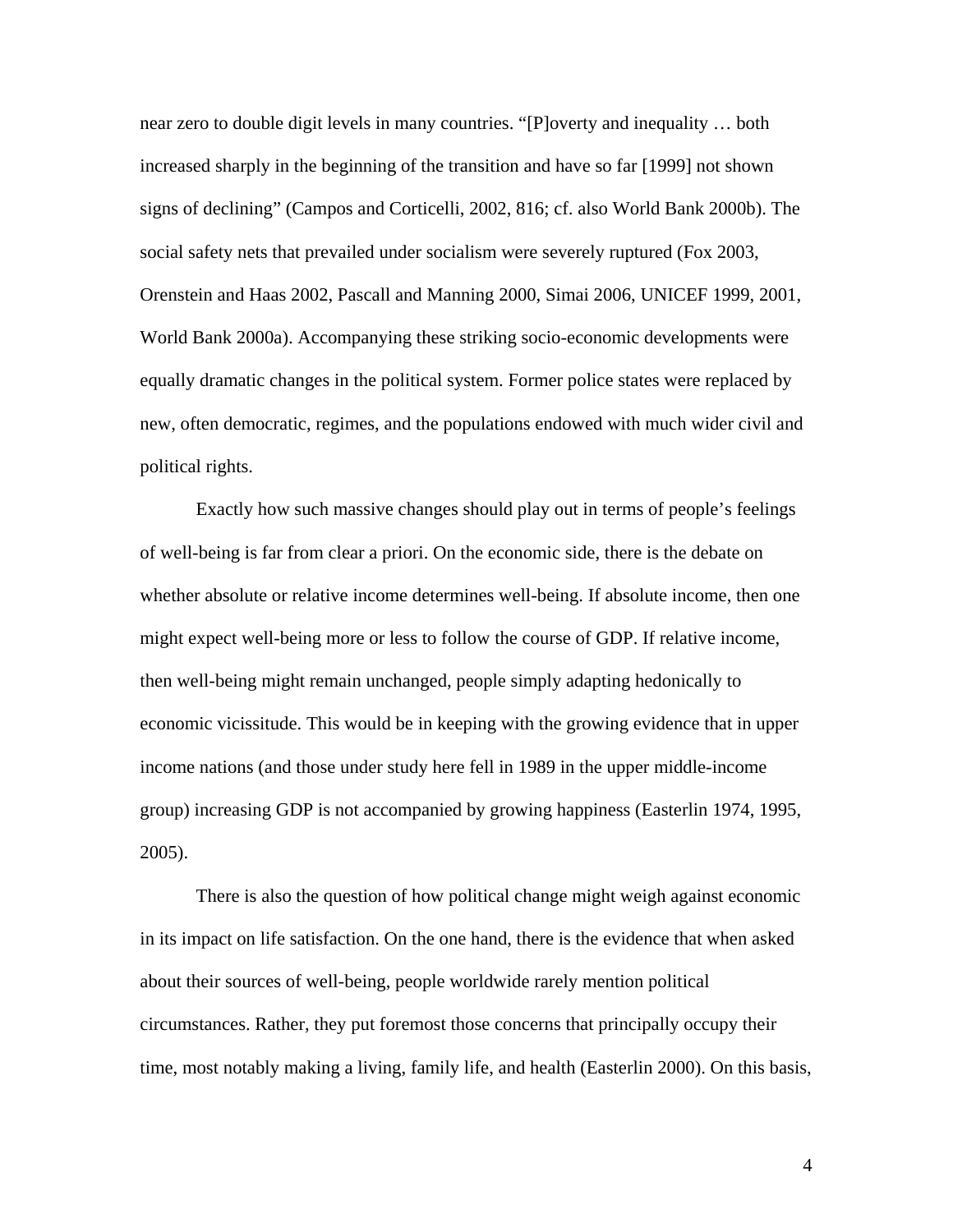near zero to double digit levels in many countries. "[P]overty and inequality … both increased sharply in the beginning of the transition and have so far [1999] not shown signs of declining" (Campos and Corticelli, 2002, 816; cf. also World Bank 2000b). The social safety nets that prevailed under socialism were severely ruptured (Fox 2003, Orenstein and Haas 2002, Pascall and Manning 2000, Simai 2006, UNICEF 1999, 2001, World Bank 2000a). Accompanying these striking socio-economic developments were equally dramatic changes in the political system. Former police states were replaced by new, often democratic, regimes, and the populations endowed with much wider civil and political rights.

Exactly how such massive changes should play out in terms of people's feelings of well-being is far from clear a priori. On the economic side, there is the debate on whether absolute or relative income determines well-being. If absolute income, then one might expect well-being more or less to follow the course of GDP. If relative income, then well-being might remain unchanged, people simply adapting hedonically to economic vicissitude. This would be in keeping with the growing evidence that in upper income nations (and those under study here fell in 1989 in the upper middle-income group) increasing GDP is not accompanied by growing happiness (Easterlin 1974, 1995, 2005).

There is also the question of how political change might weigh against economic in its impact on life satisfaction. On the one hand, there is the evidence that when asked about their sources of well-being, people worldwide rarely mention political circumstances. Rather, they put foremost those concerns that principally occupy their time, most notably making a living, family life, and health (Easterlin 2000). On this basis,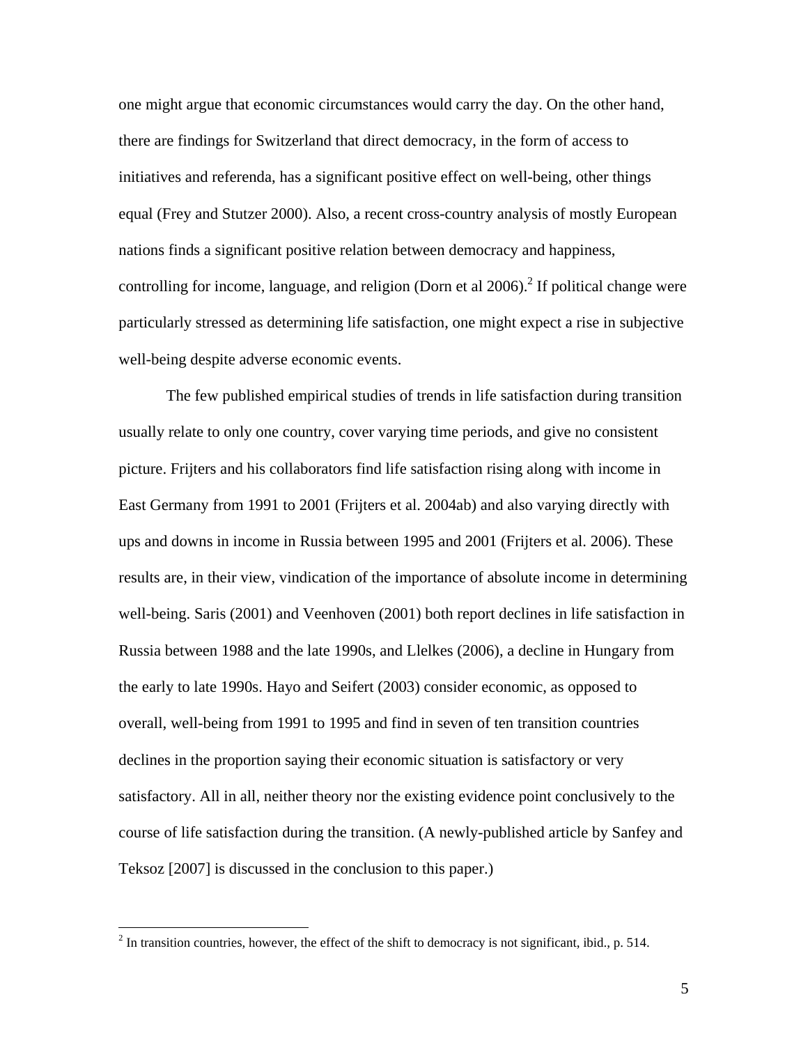one might argue that economic circumstances would carry the day. On the other hand, there are findings for Switzerland that direct democracy, in the form of access to initiatives and referenda, has a significant positive effect on well-being, other things equal (Frey and Stutzer 2000). Also, a recent cross-country analysis of mostly European nations finds a significant positive relation between democracy and happiness, controlling for income, language, and religion (Dorn et al 2006).[2] If political change were particularly stressed as determining life satisfaction, one might expect a rise in subjective well-being despite adverse economic events.

The few published empirical studies of trends in life satisfaction during transition usually relate to only one country, cover varying time periods, and give no consistent picture. Frijters and his collaborators find life satisfaction rising along with income in East Germany from 1991 to 2001 (Frijters et al. 2004ab) and also varying directly with ups and downs in income in Russia between 1995 and 2001 (Frijters et al. 2006). These results are, in their view, vindication of the importance of absolute income in determining well-being. Saris (2001) and Veenhoven (2001) both report declines in life satisfaction in Russia between 1988 and the late 1990s, and Llelkes (2006), a decline in Hungary from the early to late 1990s. Hayo and Seifert (2003) consider economic, as opposed to overall, well-being from 1991 to 1995 and find in seven of ten transition countries declines in the proportion saying their economic situation is satisfactory or very satisfactory. All in all, neither theory nor the existing evidence point conclusively to the course of life satisfaction during the transition. (A newly-published article by Sanfey and Teksoz [2007] is discussed in the conclusion to this paper.)

---

[2] In transition countries, however, the effect of the shift to democracy is not significant, ibid., p. 514.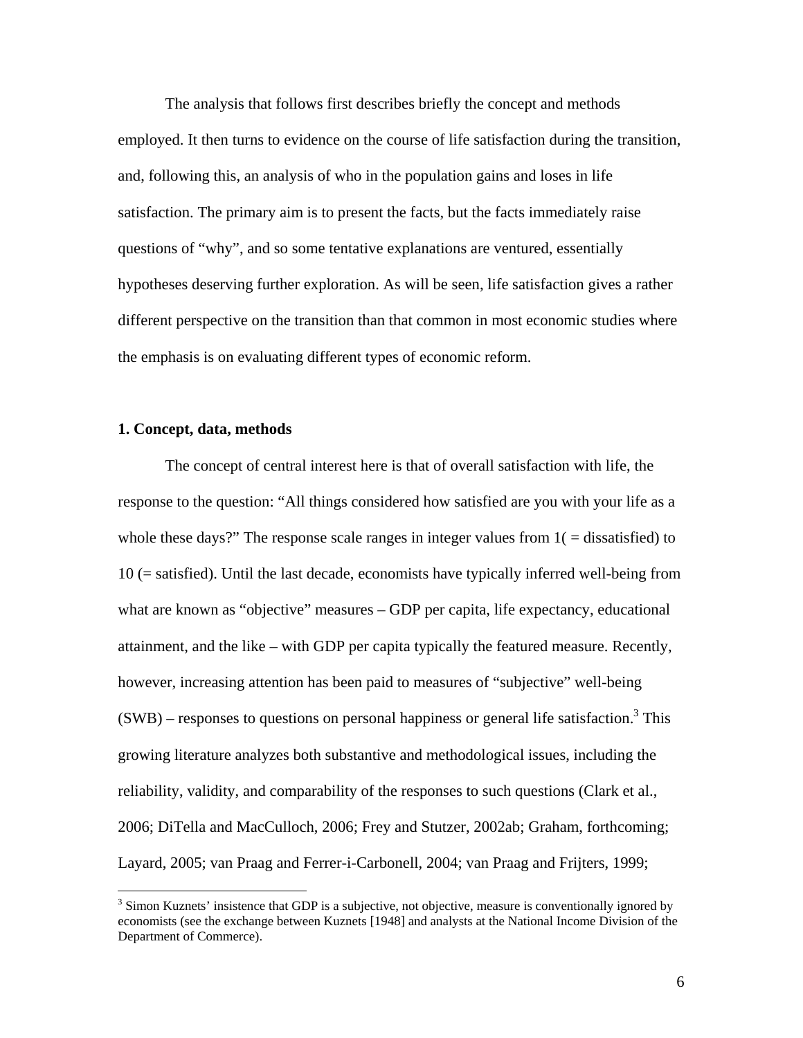The analysis that follows first describes briefly the concept and methods employed. It then turns to evidence on the course of life satisfaction during the transition, and, following this, an analysis of who in the population gains and loses in life satisfaction. The primary aim is to present the facts, but the facts immediately raise questions of "why", and so some tentative explanations are ventured, essentially hypotheses deserving further exploration. As will be seen, life satisfaction gives a rather different perspective on the transition than that common in most economic studies where the emphasis is on evaluating different types of economic reform.

## 1. Concept, data, methods

The concept of central interest here is that of overall satisfaction with life, the response to the question: "All things considered how satisfied are you with your life as a whole these days?" The response scale ranges in integer values from 1( = dissatisfied) to 10 (= satisfied). Until the last decade, economists have typically inferred well-being from what are known as "objective" measures – GDP per capita, life expectancy, educational attainment, and the like – with GDP per capita typically the featured measure. Recently, however, increasing attention has been paid to measures of "subjective" well-being (SWB) – responses to questions on personal happiness or general life satisfaction.[3] This growing literature analyzes both substantive and methodological issues, including the reliability, validity, and comparability of the responses to such questions (Clark et al., 2006; DiTella and MacCulloch, 2006; Frey and Stutzer, 2002ab; Graham, forthcoming; Layard, 2005; van Praag and Ferrer-i-Carbonell, 2004; van Praag and Frijters, 1999;

[3] Simon Kuznets' insistence that GDP is a subjective, not objective, measure is conventionally ignored by economists (see the exchange between Kuznets [1948] and analysts at the National Income Division of the Department of Commerce).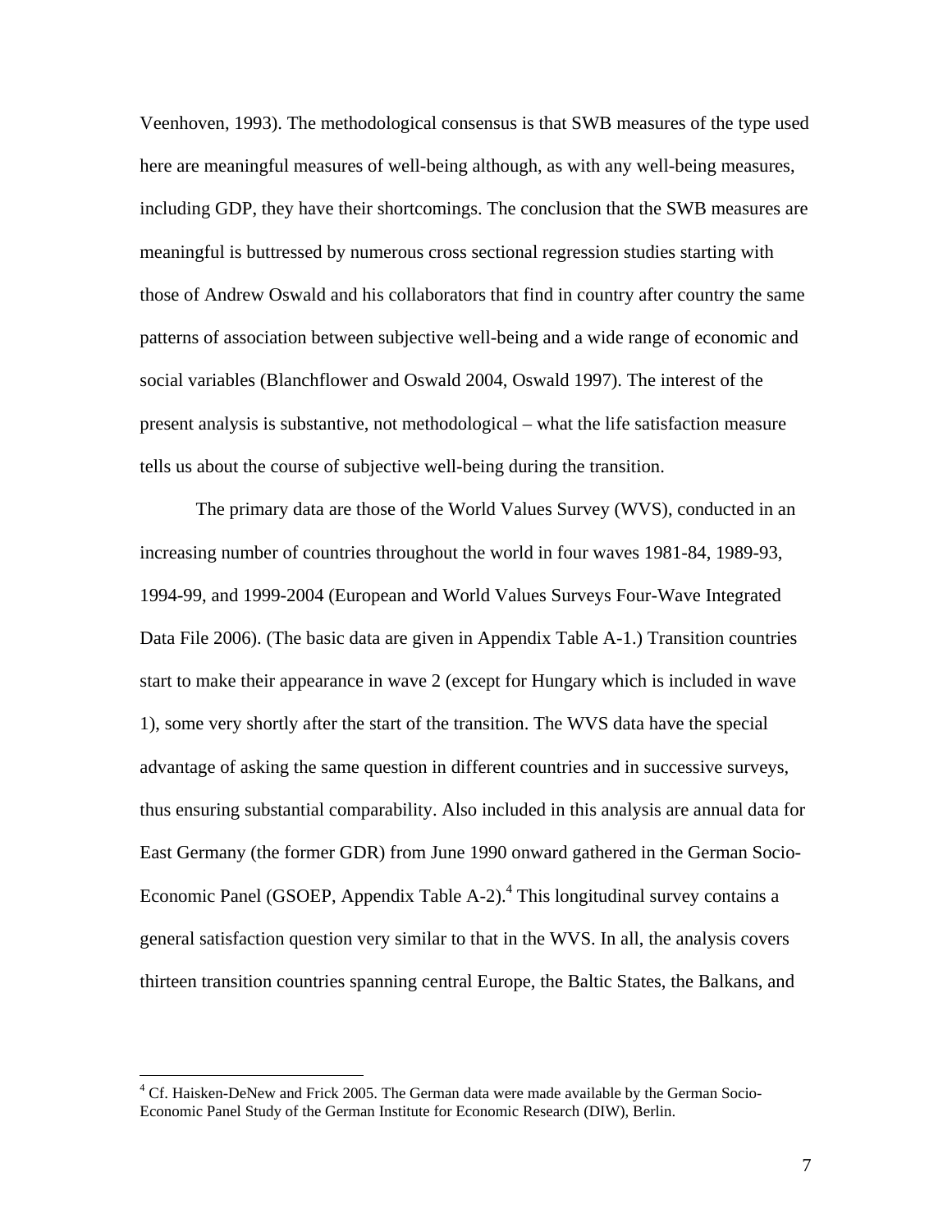Veenhoven, 1993). The methodological consensus is that SWB measures of the type used here are meaningful measures of well-being although, as with any well-being measures, including GDP, they have their shortcomings. The conclusion that the SWB measures are meaningful is buttressed by numerous cross sectional regression studies starting with those of Andrew Oswald and his collaborators that find in country after country the same patterns of association between subjective well-being and a wide range of economic and social variables (Blanchflower and Oswald 2004, Oswald 1997). The interest of the present analysis is substantive, not methodological – what the life satisfaction measure tells us about the course of subjective well-being during the transition.

The primary data are those of the World Values Survey (WVS), conducted in an increasing number of countries throughout the world in four waves 1981-84, 1989-93, 1994-99, and 1999-2004 (European and World Values Surveys Four-Wave Integrated Data File 2006). (The basic data are given in Appendix Table A-1.) Transition countries start to make their appearance in wave 2 (except for Hungary which is included in wave 1), some very shortly after the start of the transition. The WVS data have the special advantage of asking the same question in different countries and in successive surveys, thus ensuring substantial comparability. Also included in this analysis are annual data for East Germany (the former GDR) from June 1990 onward gathered in the German Socio-Economic Panel (GSOEP, Appendix Table A-2).[4] This longitudinal survey contains a general satisfaction question very similar to that in the WVS. In all, the analysis covers thirteen transition countries spanning central Europe, the Baltic States, the Balkans, and

[4] Cf. Haisken-DeNew and Frick 2005. The German data were made available by the German Socio-Economic Panel Study of the German Institute for Economic Research (DIW), Berlin.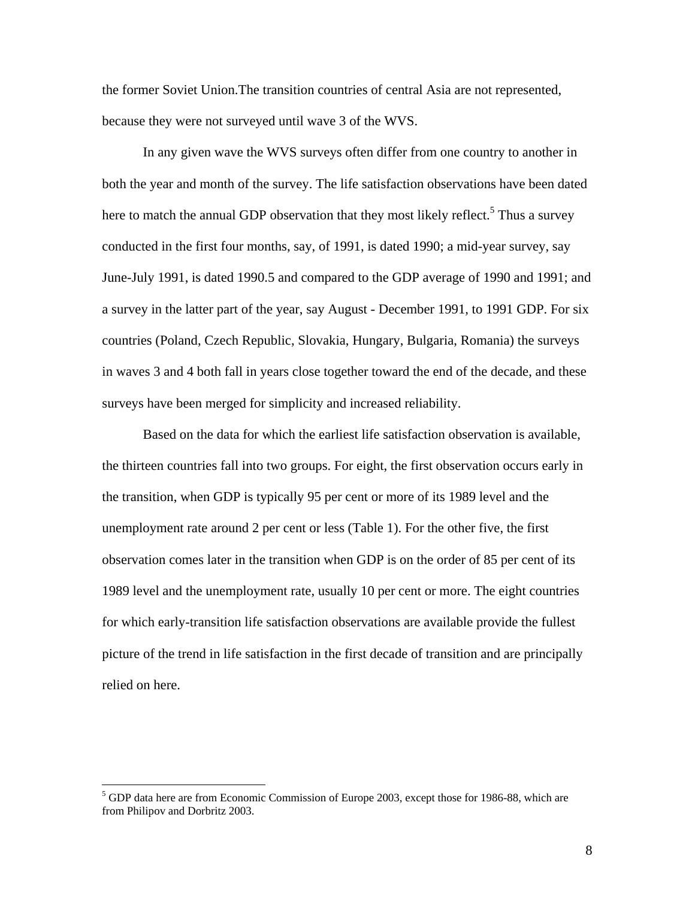the former Soviet Union.The transition countries of central Asia are not represented, because they were not surveyed until wave 3 of the WVS.

In any given wave the WVS surveys often differ from one country to another in both the year and month of the survey. The life satisfaction observations have been dated here to match the annual GDP observation that they most likely reflect.[5] Thus a survey conducted in the first four months, say, of 1991, is dated 1990; a mid-year survey, say June-July 1991, is dated 1990.5 and compared to the GDP average of 1990 and 1991; and a survey in the latter part of the year, say August - December 1991, to 1991 GDP. For six countries (Poland, Czech Republic, Slovakia, Hungary, Bulgaria, Romania) the surveys in waves 3 and 4 both fall in years close together toward the end of the decade, and these surveys have been merged for simplicity and increased reliability.

Based on the data for which the earliest life satisfaction observation is available, the thirteen countries fall into two groups. For eight, the first observation occurs early in the transition, when GDP is typically 95 per cent or more of its 1989 level and the unemployment rate around 2 per cent or less (Table 1). For the other five, the first observation comes later in the transition when GDP is on the order of 85 per cent of its 1989 level and the unemployment rate, usually 10 per cent or more. The eight countries for which early-transition life satisfaction observations are available provide the fullest picture of the trend in life satisfaction in the first decade of transition and are principally relied on here.

---

[5] GDP data here are from Economic Commission of Europe 2003, except those for 1986-88, which are from Philipov and Dorbritz 2003.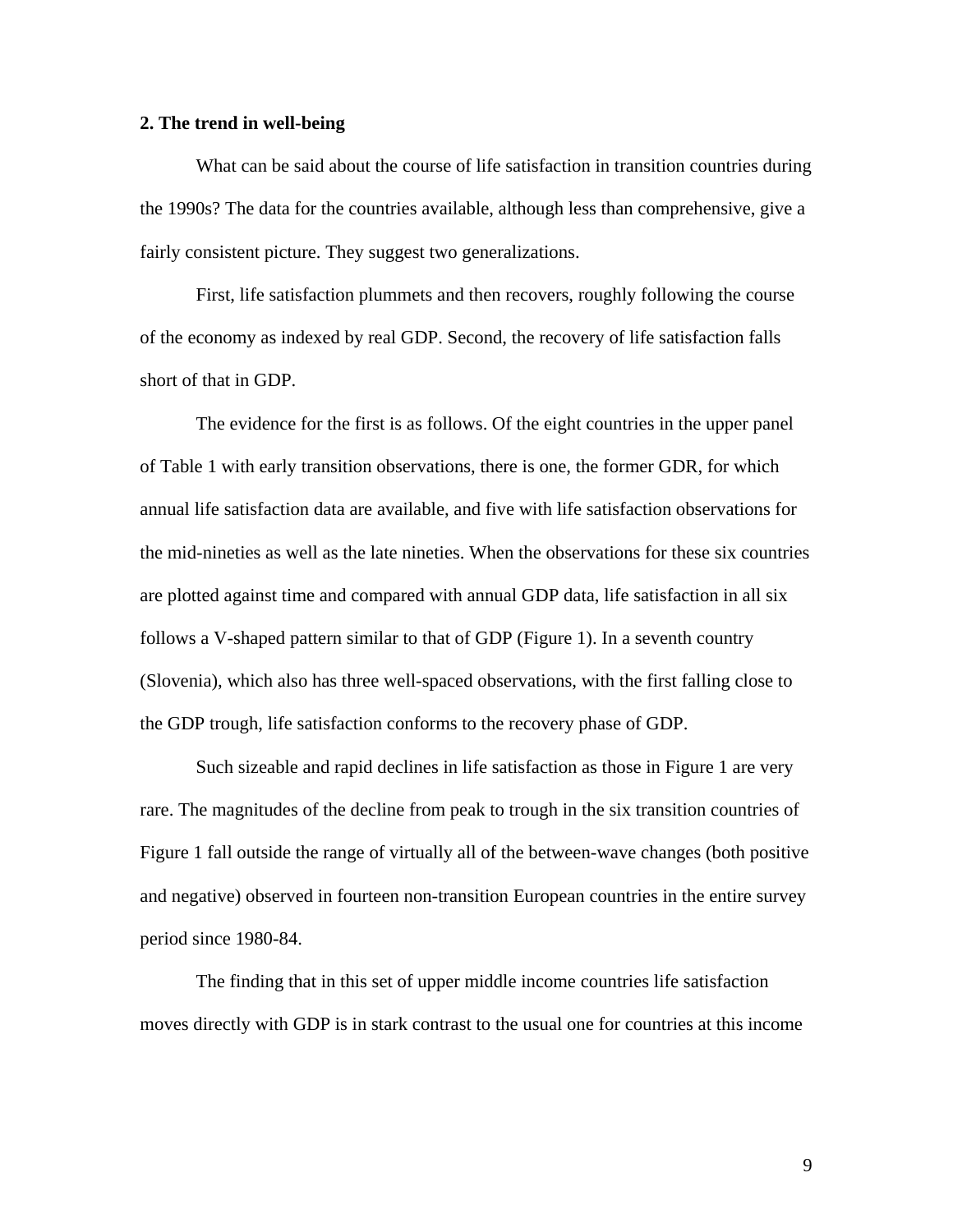## 2. The trend in well-being

What can be said about the course of life satisfaction in transition countries during the 1990s? The data for the countries available, although less than comprehensive, give a fairly consistent picture. They suggest two generalizations.

First, life satisfaction plummets and then recovers, roughly following the course of the economy as indexed by real GDP. Second, the recovery of life satisfaction falls short of that in GDP.

The evidence for the first is as follows. Of the eight countries in the upper panel of Table 1 with early transition observations, there is one, the former GDR, for which annual life satisfaction data are available, and five with life satisfaction observations for the mid-nineties as well as the late nineties. When the observations for these six countries are plotted against time and compared with annual GDP data, life satisfaction in all six follows a V-shaped pattern similar to that of GDP (Figure 1). In a seventh country (Slovenia), which also has three well-spaced observations, with the first falling close to the GDP trough, life satisfaction conforms to the recovery phase of GDP.

Such sizeable and rapid declines in life satisfaction as those in Figure 1 are very rare. The magnitudes of the decline from peak to trough in the six transition countries of Figure 1 fall outside the range of virtually all of the between-wave changes (both positive and negative) observed in fourteen non-transition European countries in the entire survey period since 1980-84.

The finding that in this set of upper middle income countries life satisfaction moves directly with GDP is in stark contrast to the usual one for countries at this income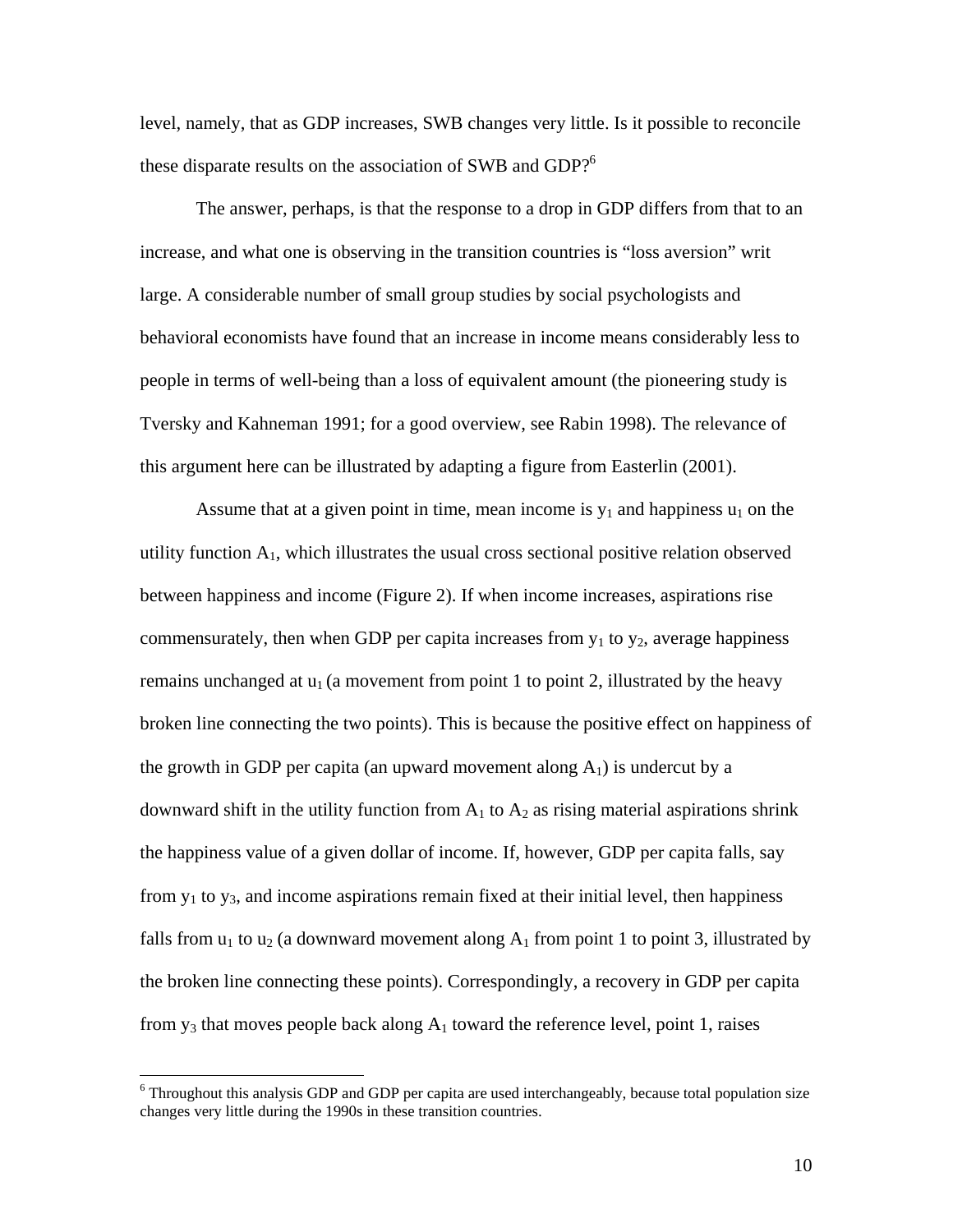level, namely, that as GDP increases, SWB changes very little. Is it possible to reconcile these disparate results on the association of SWB and GDP?[6]

The answer, perhaps, is that the response to a drop in GDP differs from that to an increase, and what one is observing in the transition countries is "loss aversion" writ large. A considerable number of small group studies by social psychologists and behavioral economists have found that an increase in income means considerably less to people in terms of well-being than a loss of equivalent amount (the pioneering study is Tversky and Kahneman 1991; for a good overview, see Rabin 1998). The relevance of this argument here can be illustrated by adapting a figure from Easterlin (2001).

Assume that at a given point in time, mean income is $y_1$ and happiness $u_1$ on the utility function $A_1$, which illustrates the usual cross sectional positive relation observed between happiness and income (Figure 2). If when income increases, aspirations rise commensurately, then when GDP per capita increases from $y_1$ to $y_2$, average happiness remains unchanged at $u_1$ (a movement from point 1 to point 2, illustrated by the heavy broken line connecting the two points). This is because the positive effect on happiness of the growth in GDP per capita (an upward movement along $A_1$) is undercut by a downward shift in the utility function from $A_1$ to $A_2$ as rising material aspirations shrink the happiness value of a given dollar of income. If, however, GDP per capita falls, say from $y_1$ to $y_3$, and income aspirations remain fixed at their initial level, then happiness falls from $u_1$ to $u_2$ (a downward movement along $A_1$ from point 1 to point 3, illustrated by the broken line connecting these points). Correspondingly, a recovery in GDP per capita from $y_3$ that moves people back along $A_1$ toward the reference level, point 1, raises

[6] Throughout this analysis GDP and GDP per capita are used interchangeably, because total population size changes very little during the 1990s in these transition countries.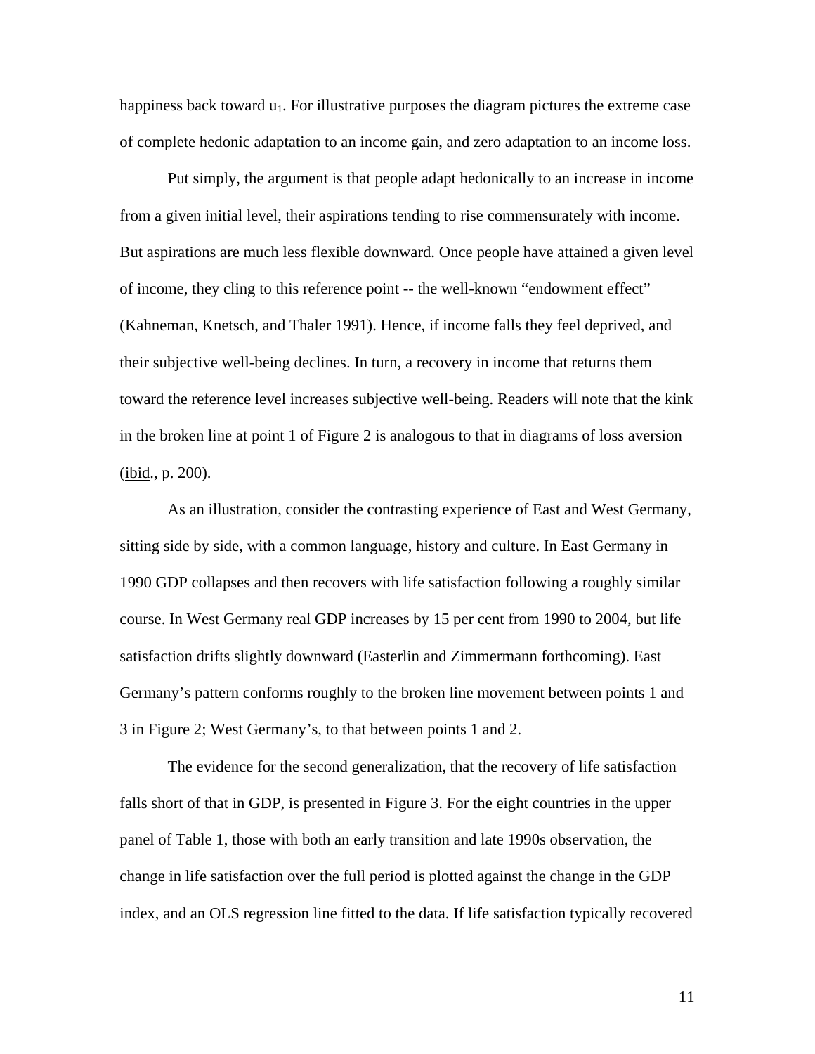happiness back toward $u_1$. For illustrative purposes the diagram pictures the extreme case of complete hedonic adaptation to an income gain, and zero adaptation to an income loss.

Put simply, the argument is that people adapt hedonically to an increase in income from a given initial level, their aspirations tending to rise commensurately with income. But aspirations are much less flexible downward. Once people have attained a given level of income, they cling to this reference point -- the well-known "endowment effect" (Kahneman, Knetsch, and Thaler 1991). Hence, if income falls they feel deprived, and their subjective well-being declines. In turn, a recovery in income that returns them toward the reference level increases subjective well-being. Readers will note that the kink in the broken line at point 1 of Figure 2 is analogous to that in diagrams of loss aversion (ibid., p. 200).

As an illustration, consider the contrasting experience of East and West Germany, sitting side by side, with a common language, history and culture. In East Germany in 1990 GDP collapses and then recovers with life satisfaction following a roughly similar course. In West Germany real GDP increases by 15 per cent from 1990 to 2004, but life satisfaction drifts slightly downward (Easterlin and Zimmermann forthcoming). East Germany's pattern conforms roughly to the broken line movement between points 1 and 3 in Figure 2; West Germany's, to that between points 1 and 2.

The evidence for the second generalization, that the recovery of life satisfaction falls short of that in GDP, is presented in Figure 3. For the eight countries in the upper panel of Table 1, those with both an early transition and late 1990s observation, the change in life satisfaction over the full period is plotted against the change in the GDP index, and an OLS regression line fitted to the data. If life satisfaction typically recovered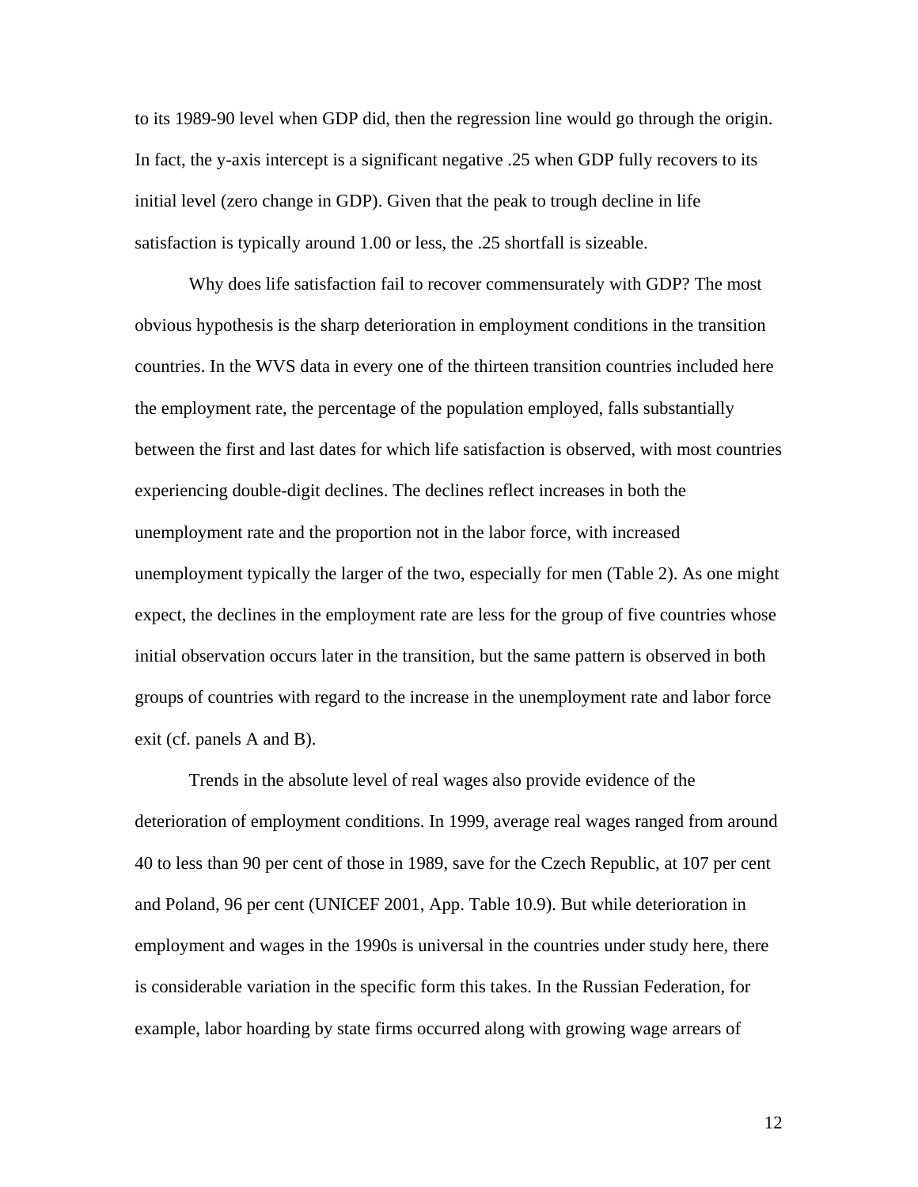to its 1989-90 level when GDP did, then the regression line would go through the origin. In fact, the y-axis intercept is a significant negative .25 when GDP fully recovers to its initial level (zero change in GDP). Given that the peak to trough decline in life satisfaction is typically around 1.00 or less, the .25 shortfall is sizeable.

Why does life satisfaction fail to recover commensurately with GDP? The most obvious hypothesis is the sharp deterioration in employment conditions in the transition countries. In the WVS data in every one of the thirteen transition countries included here the employment rate, the percentage of the population employed, falls substantially between the first and last dates for which life satisfaction is observed, with most countries experiencing double-digit declines. The declines reflect increases in both the unemployment rate and the proportion not in the labor force, with increased unemployment typically the larger of the two, especially for men (Table 2). As one might expect, the declines in the employment rate are less for the group of five countries whose initial observation occurs later in the transition, but the same pattern is observed in both groups of countries with regard to the increase in the unemployment rate and labor force exit (cf. panels A and B).

Trends in the absolute level of real wages also provide evidence of the deterioration of employment conditions. In 1999, average real wages ranged from around 40 to less than 90 per cent of those in 1989, save for the Czech Republic, at 107 per cent and Poland, 96 per cent (UNICEF 2001, App. Table 10.9). But while deterioration in employment and wages in the 1990s is universal in the countries under study here, there is considerable variation in the specific form this takes. In the Russian Federation, for example, labor hoarding by state firms occurred along with growing wage arrears of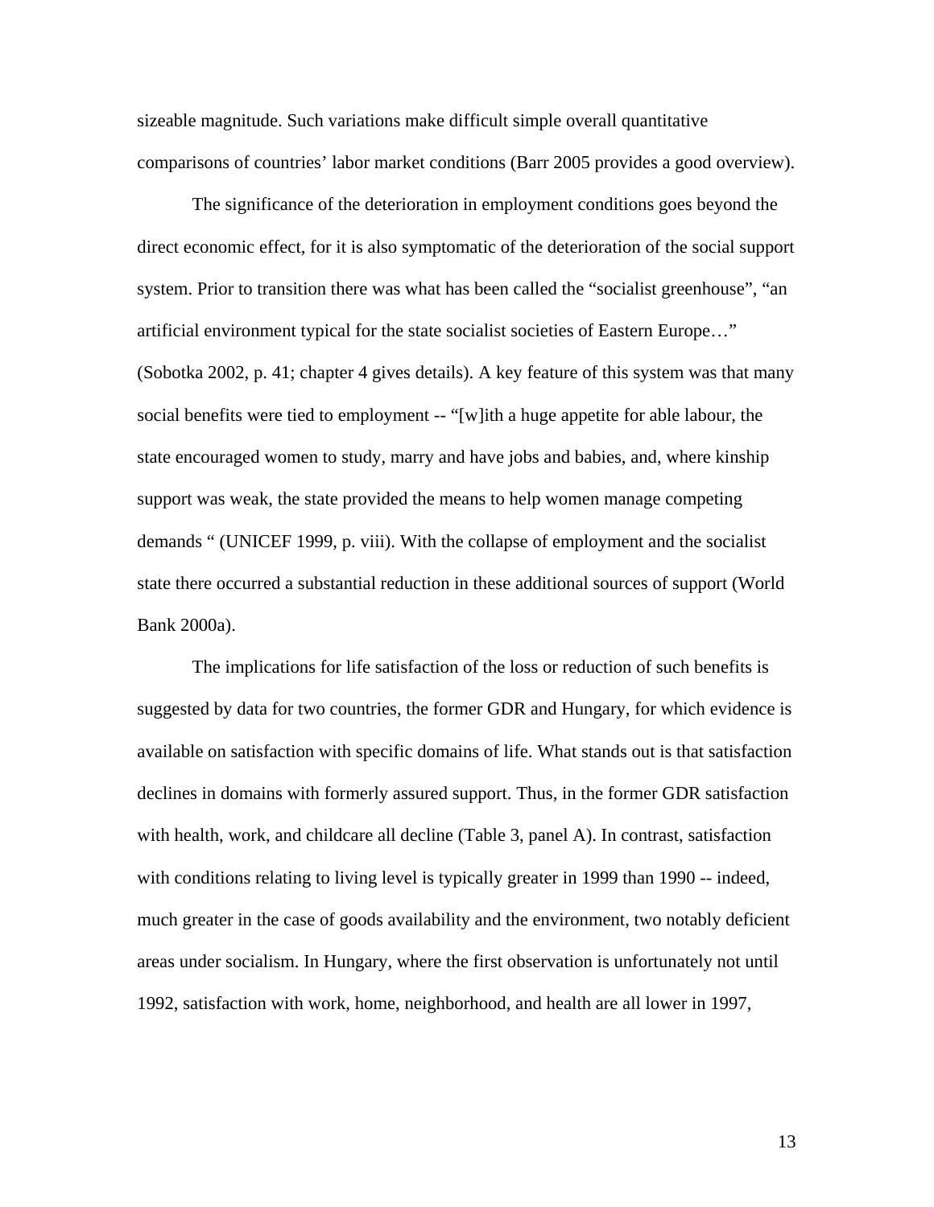sizeable magnitude. Such variations make difficult simple overall quantitative comparisons of countries' labor market conditions (Barr 2005 provides a good overview).

The significance of the deterioration in employment conditions goes beyond the direct economic effect, for it is also symptomatic of the deterioration of the social support system. Prior to transition there was what has been called the "socialist greenhouse", "an artificial environment typical for the state socialist societies of Eastern Europe…" (Sobotka 2002, p. 41; chapter 4 gives details). A key feature of this system was that many social benefits were tied to employment -- "[w]ith a huge appetite for able labour, the state encouraged women to study, marry and have jobs and babies, and, where kinship support was weak, the state provided the means to help women manage competing demands " (UNICEF 1999, p. viii). With the collapse of employment and the socialist state there occurred a substantial reduction in these additional sources of support (World Bank 2000a).

The implications for life satisfaction of the loss or reduction of such benefits is suggested by data for two countries, the former GDR and Hungary, for which evidence is available on satisfaction with specific domains of life. What stands out is that satisfaction declines in domains with formerly assured support. Thus, in the former GDR satisfaction with health, work, and childcare all decline (Table 3, panel A). In contrast, satisfaction with conditions relating to living level is typically greater in 1999 than 1990 -- indeed, much greater in the case of goods availability and the environment, two notably deficient areas under socialism. In Hungary, where the first observation is unfortunately not until 1992, satisfaction with work, home, neighborhood, and health are all lower in 1997,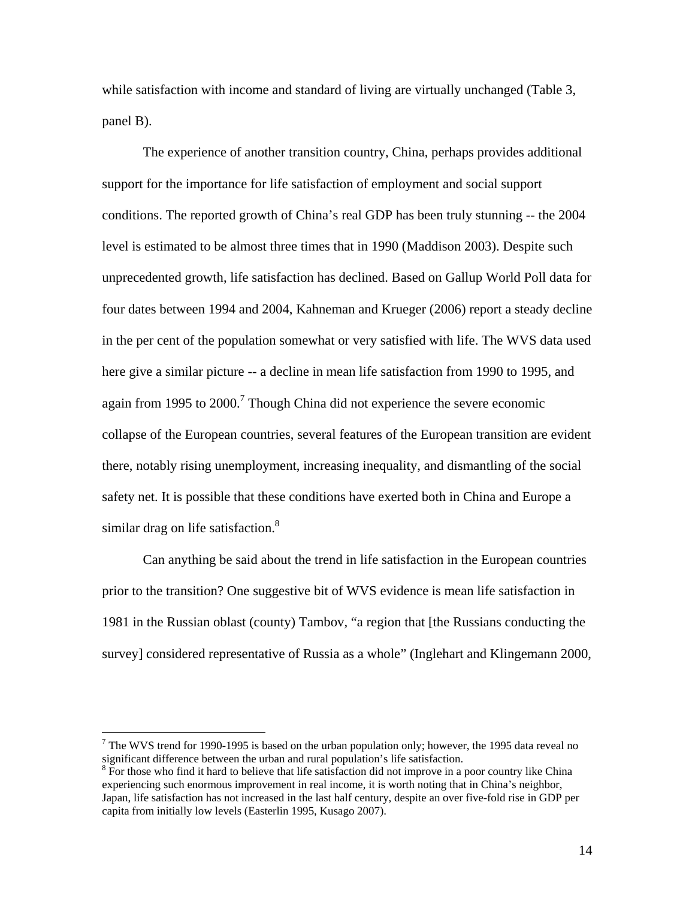while satisfaction with income and standard of living are virtually unchanged (Table 3, panel B).

The experience of another transition country, China, perhaps provides additional support for the importance for life satisfaction of employment and social support conditions. The reported growth of China's real GDP has been truly stunning -- the 2004 level is estimated to be almost three times that in 1990 (Maddison 2003). Despite such unprecedented growth, life satisfaction has declined. Based on Gallup World Poll data for four dates between 1994 and 2004, Kahneman and Krueger (2006) report a steady decline in the per cent of the population somewhat or very satisfied with life. The WVS data used here give a similar picture -- a decline in mean life satisfaction from 1990 to 1995, and again from 1995 to 2000.[7] Though China did not experience the severe economic collapse of the European countries, several features of the European transition are evident there, notably rising unemployment, increasing inequality, and dismantling of the social safety net. It is possible that these conditions have exerted both in China and Europe a similar drag on life satisfaction.[8]

Can anything be said about the trend in life satisfaction in the European countries prior to the transition? One suggestive bit of WVS evidence is mean life satisfaction in 1981 in the Russian oblast (county) Tambov, "a region that [the Russians conducting the survey] considered representative of Russia as a whole" (Inglehart and Klingemann 2000,

---

[7] The WVS trend for 1990-1995 is based on the urban population only; however, the 1995 data reveal no significant difference between the urban and rural population's life satisfaction.

[8] For those who find it hard to believe that life satisfaction did not improve in a poor country like China experiencing such enormous improvement in real income, it is worth noting that in China's neighbor, Japan, life satisfaction has not increased in the last half century, despite an over five-fold rise in GDP per capita from initially low levels (Easterlin 1995, Kusago 2007).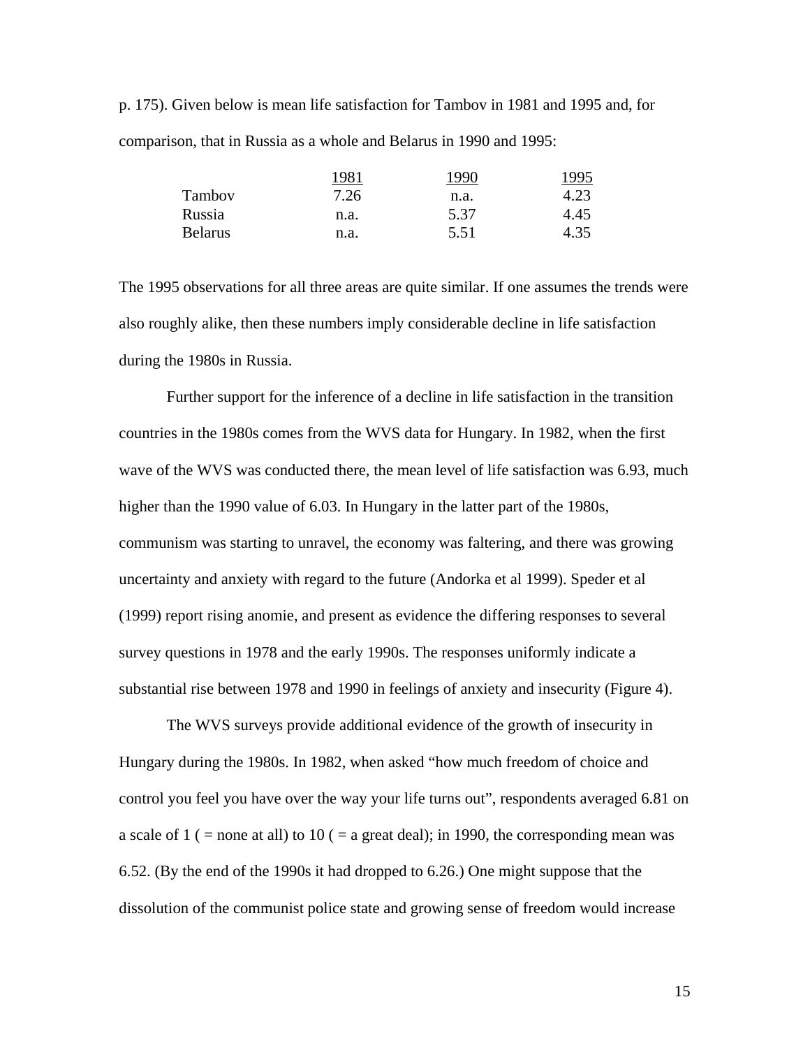p. 175). Given below is mean life satisfaction for Tambov in 1981 and 1995 and, for comparison, that in Russia as a whole and Belarus in 1990 and 1995:

| | 1981 | 1990 | 1995 |
|---|---|---|---|
| Tambov | 7.26 | n.a. | 4.23 |
| Russia | n.a. | 5.37 | 4.45 |
| Belarus | n.a. | 5.51 | 4.35 |

The 1995 observations for all three areas are quite similar. If one assumes the trends were also roughly alike, then these numbers imply considerable decline in life satisfaction during the 1980s in Russia.

Further support for the inference of a decline in life satisfaction in the transition countries in the 1980s comes from the WVS data for Hungary. In 1982, when the first wave of the WVS was conducted there, the mean level of life satisfaction was 6.93, much higher than the 1990 value of 6.03. In Hungary in the latter part of the 1980s, communism was starting to unravel, the economy was faltering, and there was growing uncertainty and anxiety with regard to the future (Andorka et al 1999). Speder et al (1999) report rising anomie, and present as evidence the differing responses to several survey questions in 1978 and the early 1990s. The responses uniformly indicate a substantial rise between 1978 and 1990 in feelings of anxiety and insecurity (Figure 4).

The WVS surveys provide additional evidence of the growth of insecurity in Hungary during the 1980s. In 1982, when asked "how much freedom of choice and control you feel you have over the way your life turns out", respondents averaged 6.81 on a scale of 1 ( = none at all) to 10 ( = a great deal); in 1990, the corresponding mean was 6.52. (By the end of the 1990s it had dropped to 6.26.) One might suppose that the dissolution of the communist police state and growing sense of freedom would increase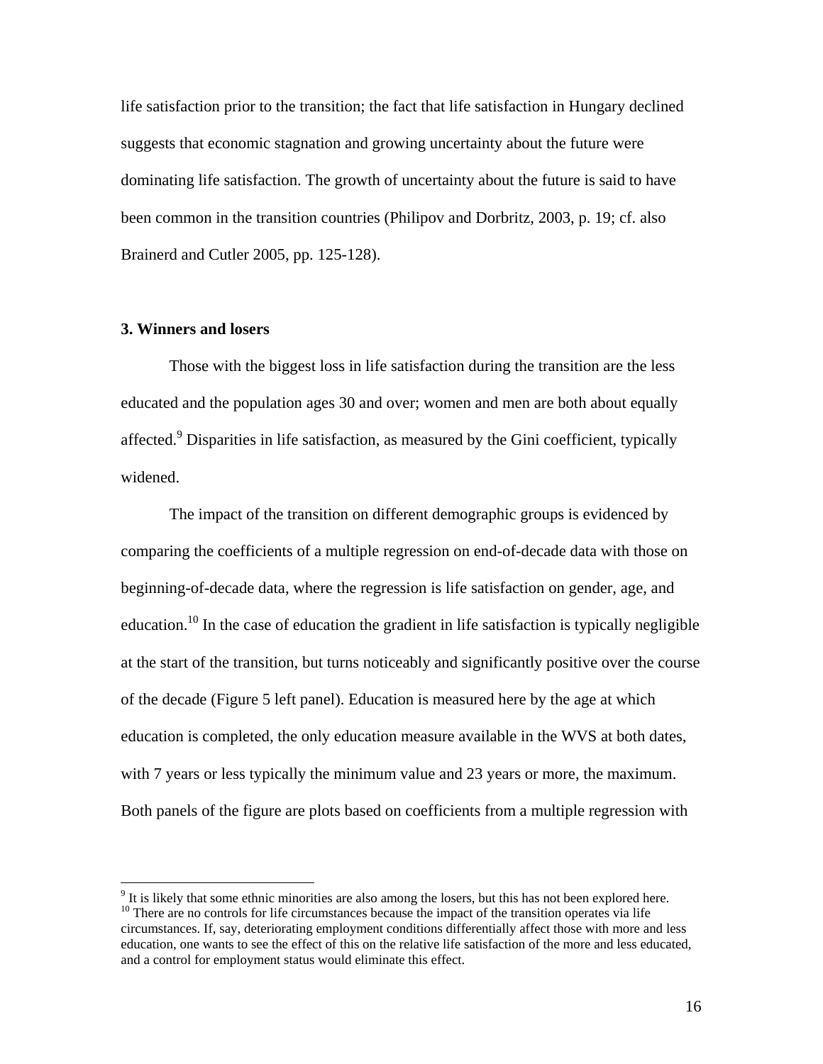life satisfaction prior to the transition; the fact that life satisfaction in Hungary declined suggests that economic stagnation and growing uncertainty about the future were dominating life satisfaction. The growth of uncertainty about the future is said to have been common in the transition countries (Philipov and Dorbritz, 2003, p. 19; cf. also Brainerd and Cutler 2005, pp. 125-128).

### 3. Winners and losers

Those with the biggest loss in life satisfaction during the transition are the less educated and the population ages 30 and over; women and men are both about equally affected.[9] Disparities in life satisfaction, as measured by the Gini coefficient, typically widened.

The impact of the transition on different demographic groups is evidenced by comparing the coefficients of a multiple regression on end-of-decade data with those on beginning-of-decade data, where the regression is life satisfaction on gender, age, and education.[10] In the case of education the gradient in life satisfaction is typically negligible at the start of the transition, but turns noticeably and significantly positive over the course of the decade (Figure 5 left panel). Education is measured here by the age at which education is completed, the only education measure available in the WVS at both dates, with 7 years or less typically the minimum value and 23 years or more, the maximum. Both panels of the figure are plots based on coefficients from a multiple regression with

---

[9] It is likely that some ethnic minorities are also among the losers, but this has not been explored here.

[10] There are no controls for life circumstances because the impact of the transition operates via life circumstances. If, say, deteriorating employment conditions differentially affect those with more and less education, one wants to see the effect of this on the relative life satisfaction of the more and less educated, and a control for employment status would eliminate this effect.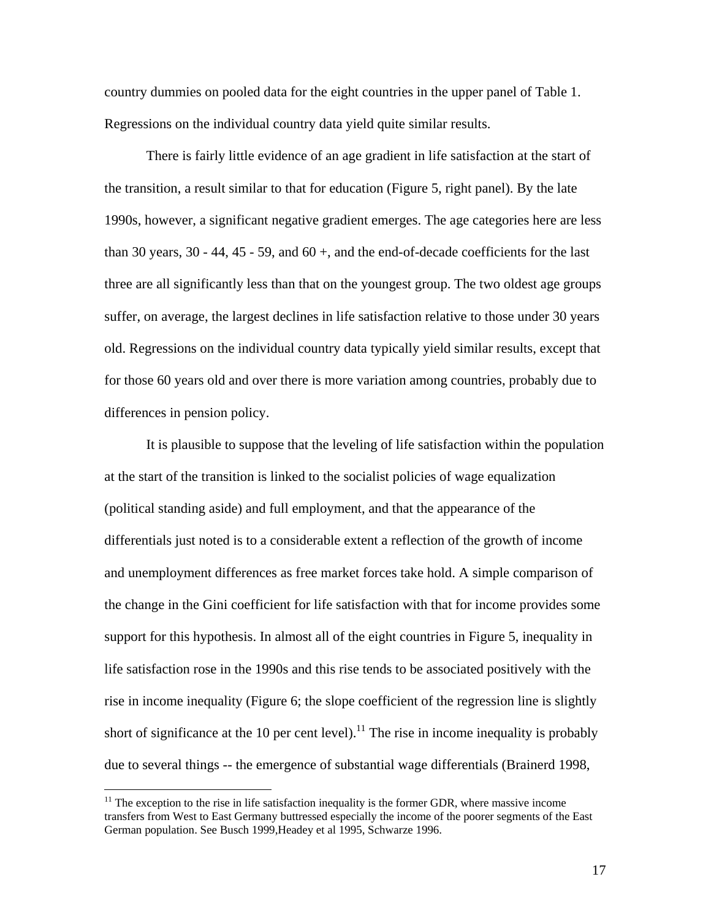country dummies on pooled data for the eight countries in the upper panel of Table 1. Regressions on the individual country data yield quite similar results.

There is fairly little evidence of an age gradient in life satisfaction at the start of the transition, a result similar to that for education (Figure 5, right panel). By the late 1990s, however, a significant negative gradient emerges. The age categories here are less than 30 years, 30 - 44, 45 - 59, and 60 +, and the end-of-decade coefficients for the last three are all significantly less than that on the youngest group. The two oldest age groups suffer, on average, the largest declines in life satisfaction relative to those under 30 years old. Regressions on the individual country data typically yield similar results, except that for those 60 years old and over there is more variation among countries, probably due to differences in pension policy.

It is plausible to suppose that the leveling of life satisfaction within the population at the start of the transition is linked to the socialist policies of wage equalization (political standing aside) and full employment, and that the appearance of the differentials just noted is to a considerable extent a reflection of the growth of income and unemployment differences as free market forces take hold. A simple comparison of the change in the Gini coefficient for life satisfaction with that for income provides some support for this hypothesis. In almost all of the eight countries in Figure 5, inequality in life satisfaction rose in the 1990s and this rise tends to be associated positively with the rise in income inequality (Figure 6; the slope coefficient of the regression line is slightly short of significance at the 10 per cent level).[11] The rise in income inequality is probably due to several things -- the emergence of substantial wage differentials (Brainerd 1998,

[11] The exception to the rise in life satisfaction inequality is the former GDR, where massive income transfers from West to East Germany buttressed especially the income of the poorer segments of the East German population. See Busch 1999,Headey et al 1995, Schwarze 1996.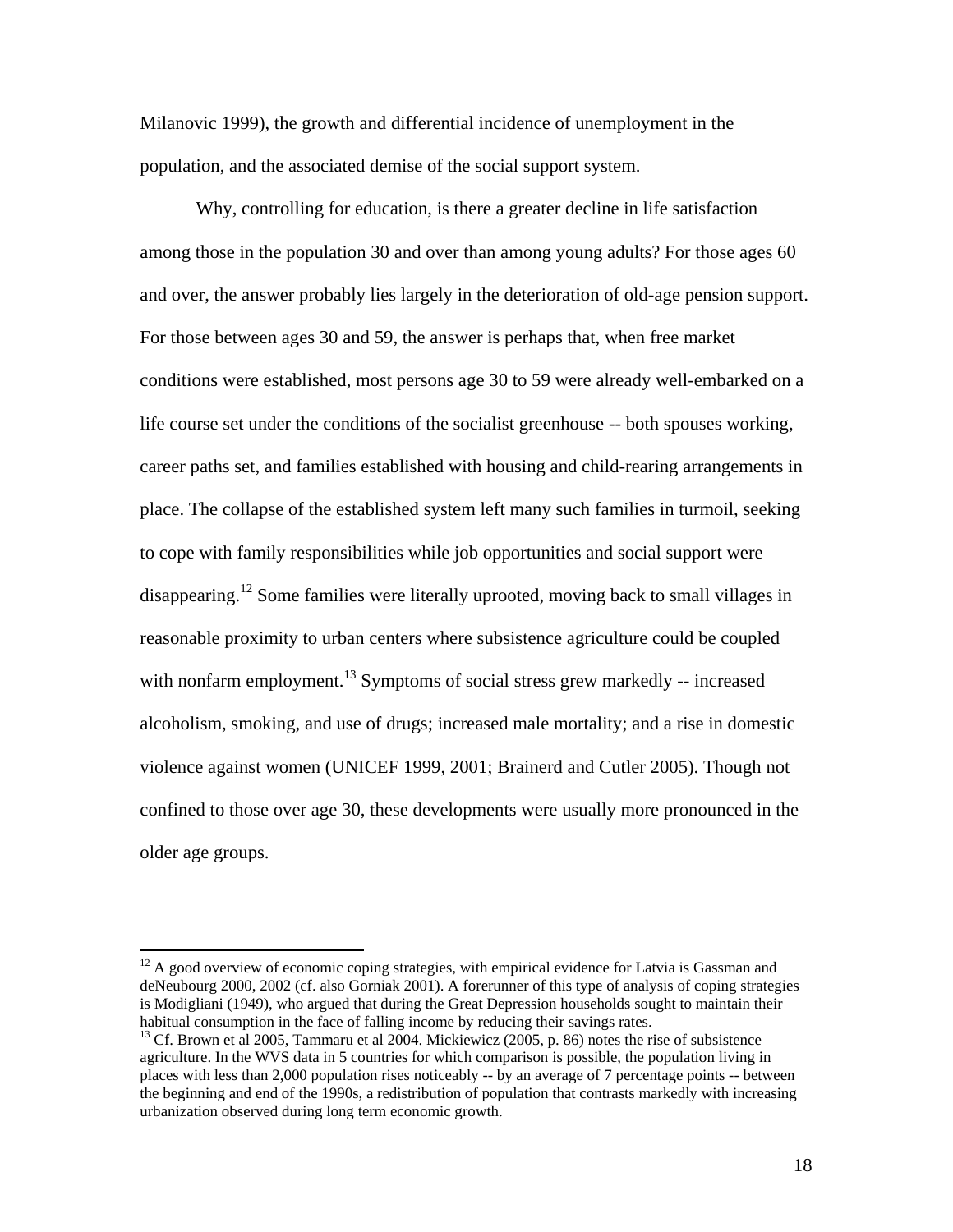Milanovic 1999), the growth and differential incidence of unemployment in the population, and the associated demise of the social support system.

Why, controlling for education, is there a greater decline in life satisfaction among those in the population 30 and over than among young adults? For those ages 60 and over, the answer probably lies largely in the deterioration of old-age pension support. For those between ages 30 and 59, the answer is perhaps that, when free market conditions were established, most persons age 30 to 59 were already well-embarked on a life course set under the conditions of the socialist greenhouse -- both spouses working, career paths set, and families established with housing and child-rearing arrangements in place. The collapse of the established system left many such families in turmoil, seeking to cope with family responsibilities while job opportunities and social support were disappearing.[12] Some families were literally uprooted, moving back to small villages in reasonable proximity to urban centers where subsistence agriculture could be coupled with nonfarm employment.[13] Symptoms of social stress grew markedly -- increased alcoholism, smoking, and use of drugs; increased male mortality; and a rise in domestic violence against women (UNICEF 1999, 2001; Brainerd and Cutler 2005). Though not confined to those over age 30, these developments were usually more pronounced in the older age groups.

---

[12] A good overview of economic coping strategies, with empirical evidence for Latvia is Gassman and deNeubourg 2000, 2002 (cf. also Gorniak 2001). A forerunner of this type of analysis of coping strategies is Modigliani (1949), who argued that during the Great Depression households sought to maintain their habitual consumption in the face of falling income by reducing their savings rates.

[13] Cf. Brown et al 2005, Tammaru et al 2004. Mickiewicz (2005, p. 86) notes the rise of subsistence agriculture. In the WVS data in 5 countries for which comparison is possible, the population living in places with less than 2,000 population rises noticeably -- by an average of 7 percentage points -- between the beginning and end of the 1990s, a redistribution of population that contrasts markedly with increasing urbanization observed during long term economic growth.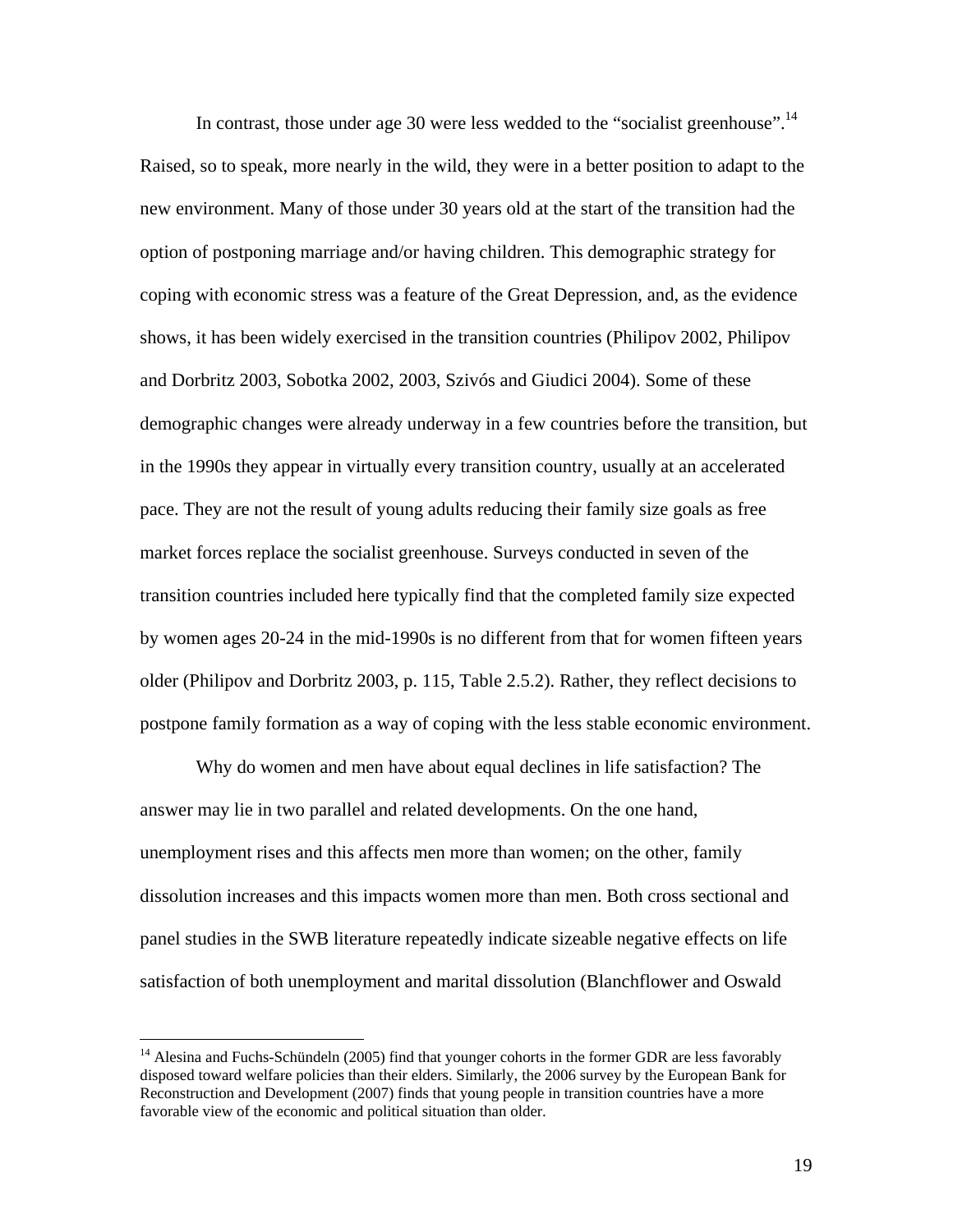In contrast, those under age 30 were less wedded to the "socialist greenhouse".[14] Raised, so to speak, more nearly in the wild, they were in a better position to adapt to the new environment. Many of those under 30 years old at the start of the transition had the option of postponing marriage and/or having children. This demographic strategy for coping with economic stress was a feature of the Great Depression, and, as the evidence shows, it has been widely exercised in the transition countries (Philipov 2002, Philipov and Dorbritz 2003, Sobotka 2002, 2003, Szivós and Giudici 2004). Some of these demographic changes were already underway in a few countries before the transition, but in the 1990s they appear in virtually every transition country, usually at an accelerated pace. They are not the result of young adults reducing their family size goals as free market forces replace the socialist greenhouse. Surveys conducted in seven of the transition countries included here typically find that the completed family size expected by women ages 20-24 in the mid-1990s is no different from that for women fifteen years older (Philipov and Dorbritz 2003, p. 115, Table 2.5.2). Rather, they reflect decisions to postpone family formation as a way of coping with the less stable economic environment.

Why do women and men have about equal declines in life satisfaction? The answer may lie in two parallel and related developments. On the one hand, unemployment rises and this affects men more than women; on the other, family dissolution increases and this impacts women more than men. Both cross sectional and panel studies in the SWB literature repeatedly indicate sizeable negative effects on life satisfaction of both unemployment and marital dissolution (Blanchflower and Oswald

---

[14] Alesina and Fuchs-Schündeln (2005) find that younger cohorts in the former GDR are less favorably disposed toward welfare policies than their elders. Similarly, the 2006 survey by the European Bank for Reconstruction and Development (2007) finds that young people in transition countries have a more favorable view of the economic and political situation than older.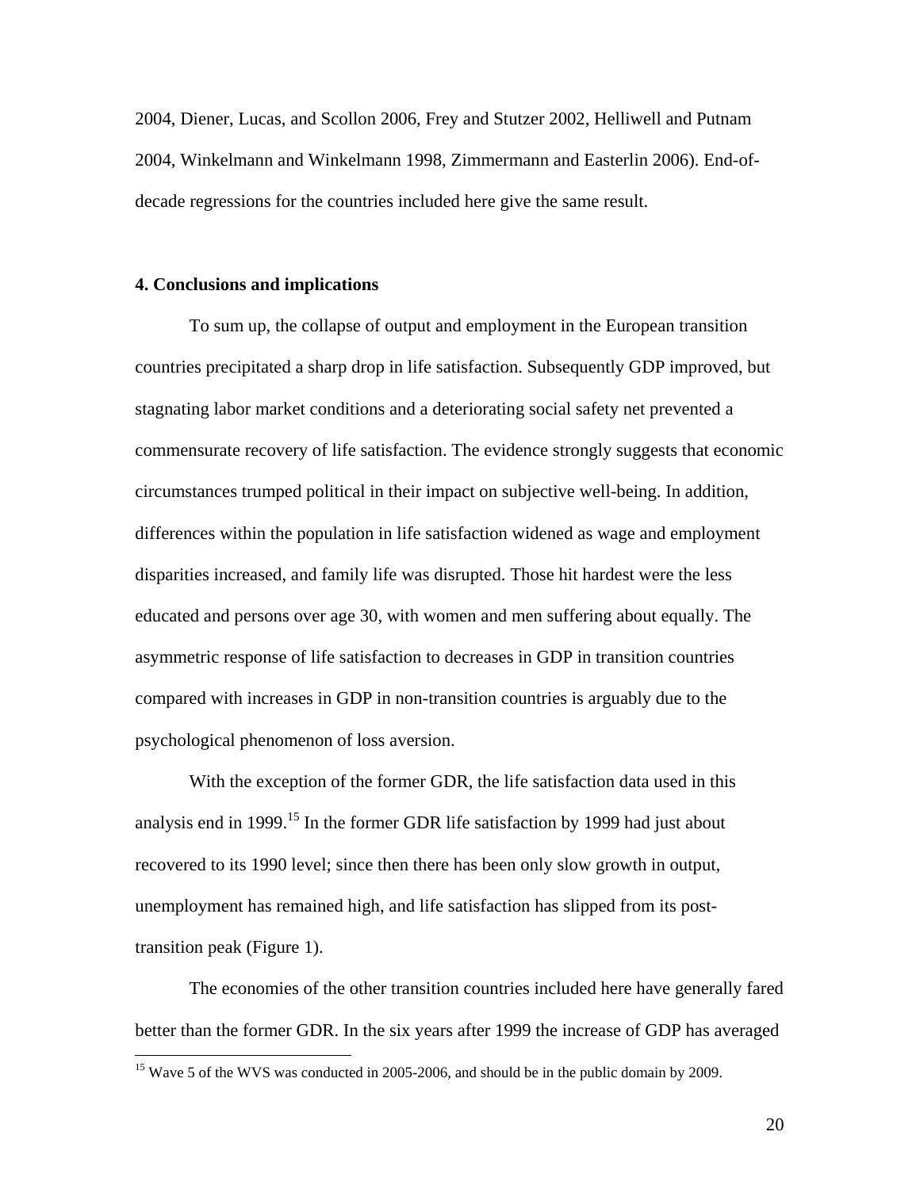2004, Diener, Lucas, and Scollon 2006, Frey and Stutzer 2002, Helliwell and Putnam 2004, Winkelmann and Winkelmann 1998, Zimmermann and Easterlin 2006). End-of-decade regressions for the countries included here give the same result.

## 4. Conclusions and implications

To sum up, the collapse of output and employment in the European transition countries precipitated a sharp drop in life satisfaction. Subsequently GDP improved, but stagnating labor market conditions and a deteriorating social safety net prevented a commensurate recovery of life satisfaction. The evidence strongly suggests that economic circumstances trumped political in their impact on subjective well-being. In addition, differences within the population in life satisfaction widened as wage and employment disparities increased, and family life was disrupted. Those hit hardest were the less educated and persons over age 30, with women and men suffering about equally. The asymmetric response of life satisfaction to decreases in GDP in transition countries compared with increases in GDP in non-transition countries is arguably due to the psychological phenomenon of loss aversion.

With the exception of the former GDR, the life satisfaction data used in this analysis end in 1999.[15] In the former GDR life satisfaction by 1999 had just about recovered to its 1990 level; since then there has been only slow growth in output, unemployment has remained high, and life satisfaction has slipped from its post-transition peak (Figure 1).

The economies of the other transition countries included here have generally fared better than the former GDR. In the six years after 1999 the increase of GDP has averaged

[15] Wave 5 of the WVS was conducted in 2005-2006, and should be in the public domain by 2009.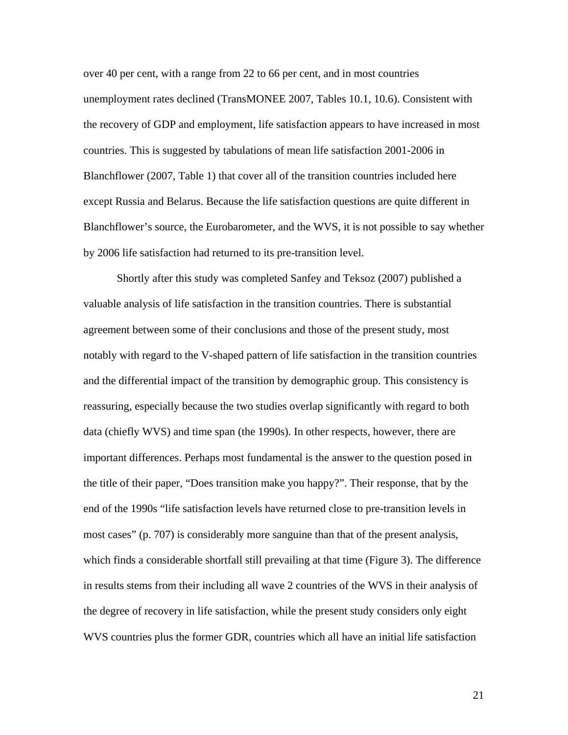over 40 per cent, with a range from 22 to 66 per cent, and in most countries unemployment rates declined (TransMONEE 2007, Tables 10.1, 10.6). Consistent with the recovery of GDP and employment, life satisfaction appears to have increased in most countries. This is suggested by tabulations of mean life satisfaction 2001-2006 in Blanchflower (2007, Table 1) that cover all of the transition countries included here except Russia and Belarus. Because the life satisfaction questions are quite different in Blanchflower's source, the Eurobarometer, and the WVS, it is not possible to say whether by 2006 life satisfaction had returned to its pre-transition level.

Shortly after this study was completed Sanfey and Teksoz (2007) published a valuable analysis of life satisfaction in the transition countries. There is substantial agreement between some of their conclusions and those of the present study, most notably with regard to the V-shaped pattern of life satisfaction in the transition countries and the differential impact of the transition by demographic group. This consistency is reassuring, especially because the two studies overlap significantly with regard to both data (chiefly WVS) and time span (the 1990s). In other respects, however, there are important differences. Perhaps most fundamental is the answer to the question posed in the title of their paper, "Does transition make you happy?". Their response, that by the end of the 1990s "life satisfaction levels have returned close to pre-transition levels in most cases" (p. 707) is considerably more sanguine than that of the present analysis, which finds a considerable shortfall still prevailing at that time (Figure 3). The difference in results stems from their including all wave 2 countries of the WVS in their analysis of the degree of recovery in life satisfaction, while the present study considers only eight WVS countries plus the former GDR, countries which all have an initial life satisfaction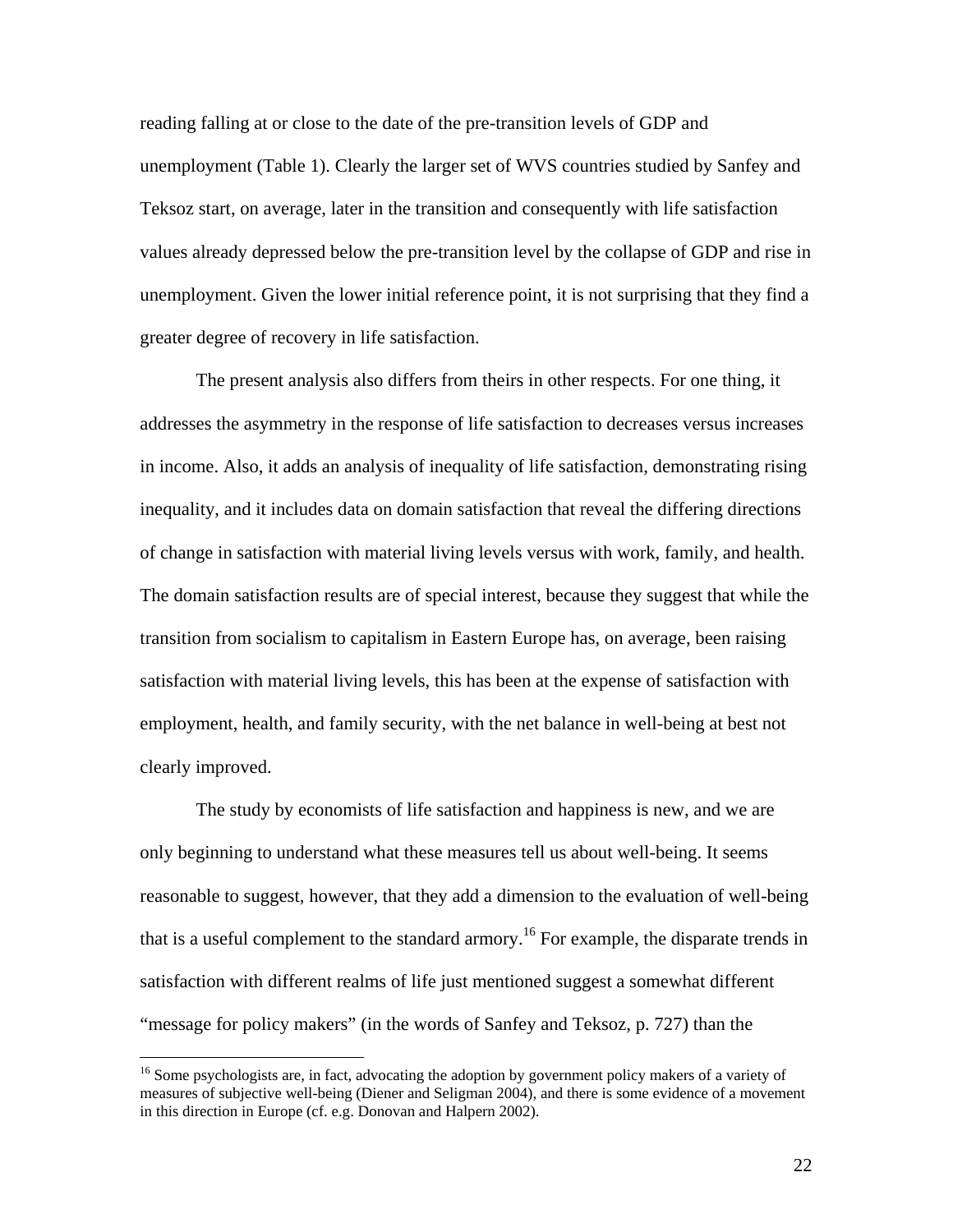reading falling at or close to the date of the pre-transition levels of GDP and unemployment (Table 1). Clearly the larger set of WVS countries studied by Sanfey and Teksoz start, on average, later in the transition and consequently with life satisfaction values already depressed below the pre-transition level by the collapse of GDP and rise in unemployment. Given the lower initial reference point, it is not surprising that they find a greater degree of recovery in life satisfaction.

The present analysis also differs from theirs in other respects. For one thing, it addresses the asymmetry in the response of life satisfaction to decreases versus increases in income. Also, it adds an analysis of inequality of life satisfaction, demonstrating rising inequality, and it includes data on domain satisfaction that reveal the differing directions of change in satisfaction with material living levels versus with work, family, and health. The domain satisfaction results are of special interest, because they suggest that while the transition from socialism to capitalism in Eastern Europe has, on average, been raising satisfaction with material living levels, this has been at the expense of satisfaction with employment, health, and family security, with the net balance in well-being at best not clearly improved.

The study by economists of life satisfaction and happiness is new, and we are only beginning to understand what these measures tell us about well-being. It seems reasonable to suggest, however, that they add a dimension to the evaluation of well-being that is a useful complement to the standard armory.[16] For example, the disparate trends in satisfaction with different realms of life just mentioned suggest a somewhat different "message for policy makers" (in the words of Sanfey and Teksoz, p. 727) than the

[16] Some psychologists are, in fact, advocating the adoption by government policy makers of a variety of measures of subjective well-being (Diener and Seligman 2004), and there is some evidence of a movement in this direction in Europe (cf. e.g. Donovan and Halpern 2002).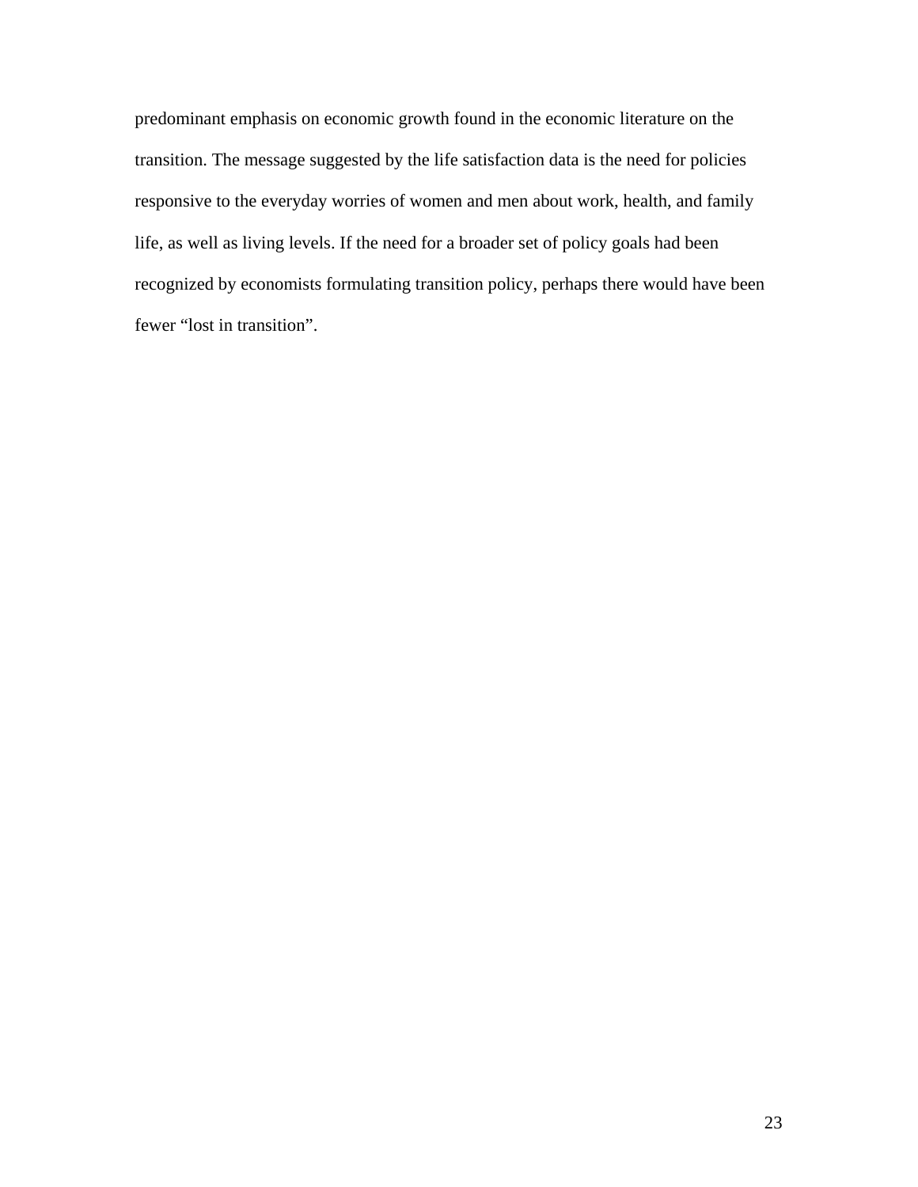predominant emphasis on economic growth found in the economic literature on the transition. The message suggested by the life satisfaction data is the need for policies responsive to the everyday worries of women and men about work, health, and family life, as well as living levels. If the need for a broader set of policy goals had been recognized by economists formulating transition policy, perhaps there would have been fewer "lost in transition".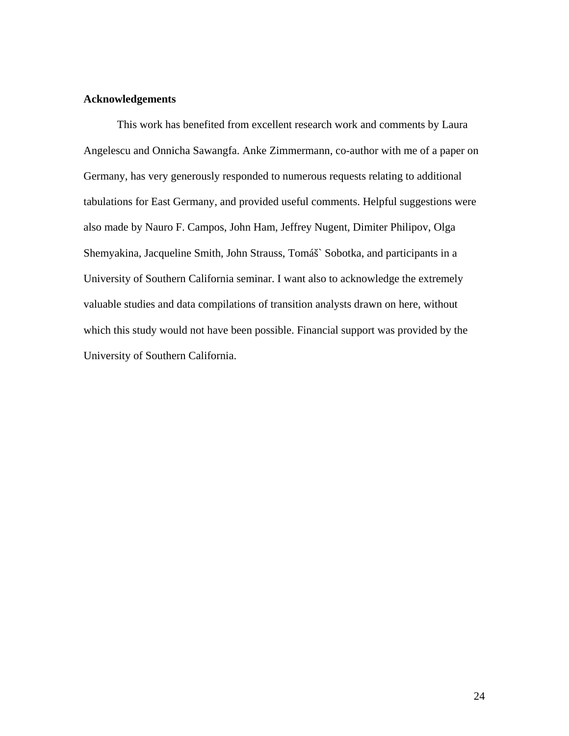**Acknowledgements**

This work has benefited from excellent research work and comments by Laura Angelescu and Onnicha Sawangfa. Anke Zimmermann, co-author with me of a paper on Germany, has very generously responded to numerous requests relating to additional tabulations for East Germany, and provided useful comments. Helpful suggestions were also made by Nauro F. Campos, John Ham, Jeffrey Nugent, Dimiter Philipov, Olga Shemyakina, Jacqueline Smith, John Strauss, Tomáš` Sobotka, and participants in a University of Southern California seminar. I want also to acknowledge the extremely valuable studies and data compilations of transition analysts drawn on here, without which this study would not have been possible. Financial support was provided by the University of Southern California.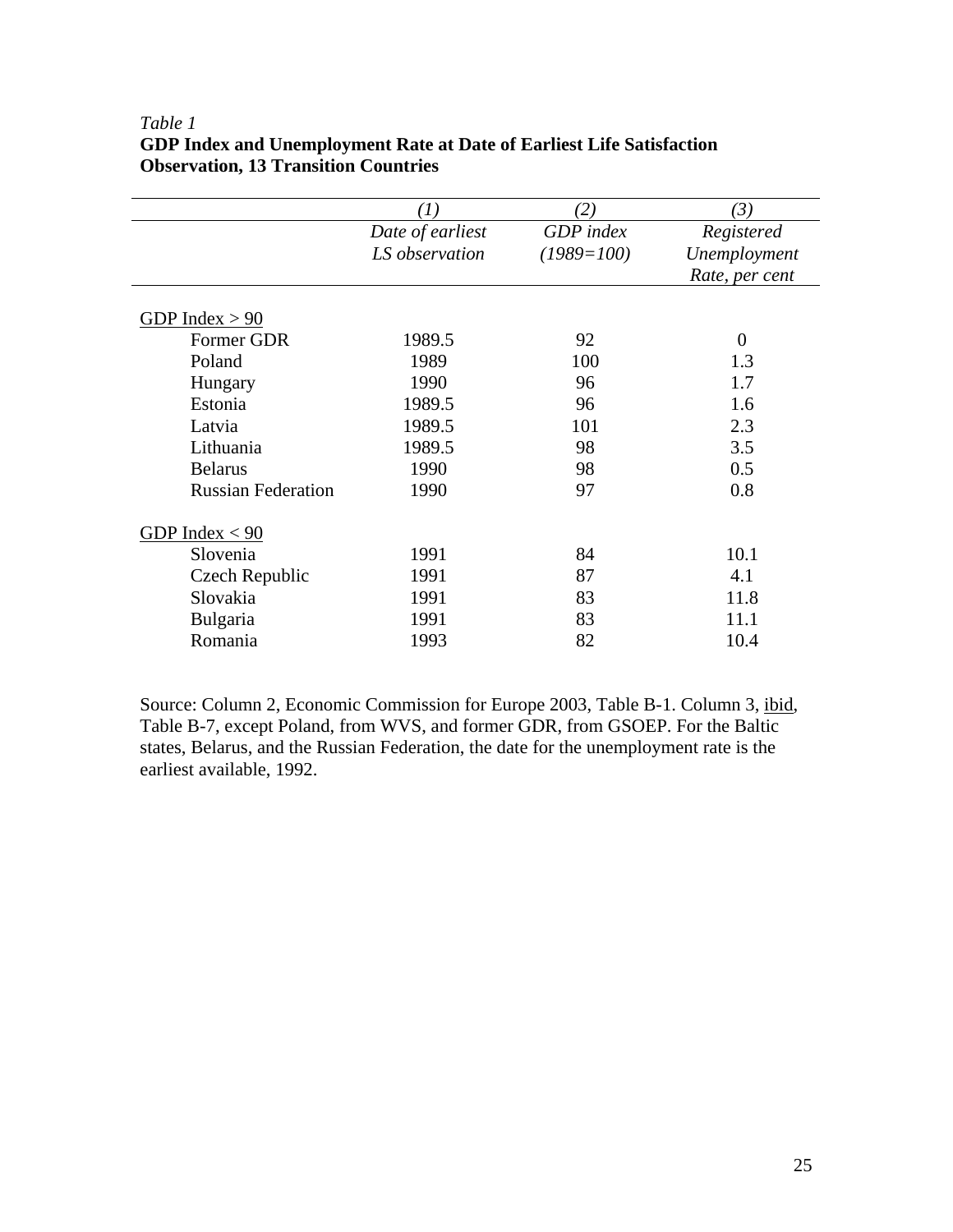*Table 1*
**GDP Index and Unemployment Rate at Date of Earliest Life Satisfaction Observation, 13 Transition Countries**

| | *(1)* | *(2)* | *(3)* |
|---|---|---|---|
| | *Date of earliest LS observation* | *GDP index (1989=100)* | *Registered Unemployment Rate, per cent* |
| GDP Index > 90 | | | |
| Former GDR | 1989.5 | 92 | 0 |
| Poland | 1989 | 100 | 1.3 |
| Hungary | 1990 | 96 | 1.7 |
| Estonia | 1989.5 | 96 | 1.6 |
| Latvia | 1989.5 | 101 | 2.3 |
| Lithuania | 1989.5 | 98 | 3.5 |
| Belarus | 1990 | 98 | 0.5 |
| Russian Federation | 1990 | 97 | 0.8 |
| GDP Index < 90 | | | |
| Slovenia | 1991 | 84 | 10.1 |
| Czech Republic | 1991 | 87 | 4.1 |
| Slovakia | 1991 | 83 | 11.8 |
| Bulgaria | 1991 | 83 | 11.1 |
| Romania | 1993 | 82 | 10.4 |

Source: Column 2, Economic Commission for Europe 2003, Table B-1. Column 3, ibid, Table B-7, except Poland, from WVS, and former GDR, from GSOEP. For the Baltic states, Belarus, and the Russian Federation, the date for the unemployment rate is the earliest available, 1992.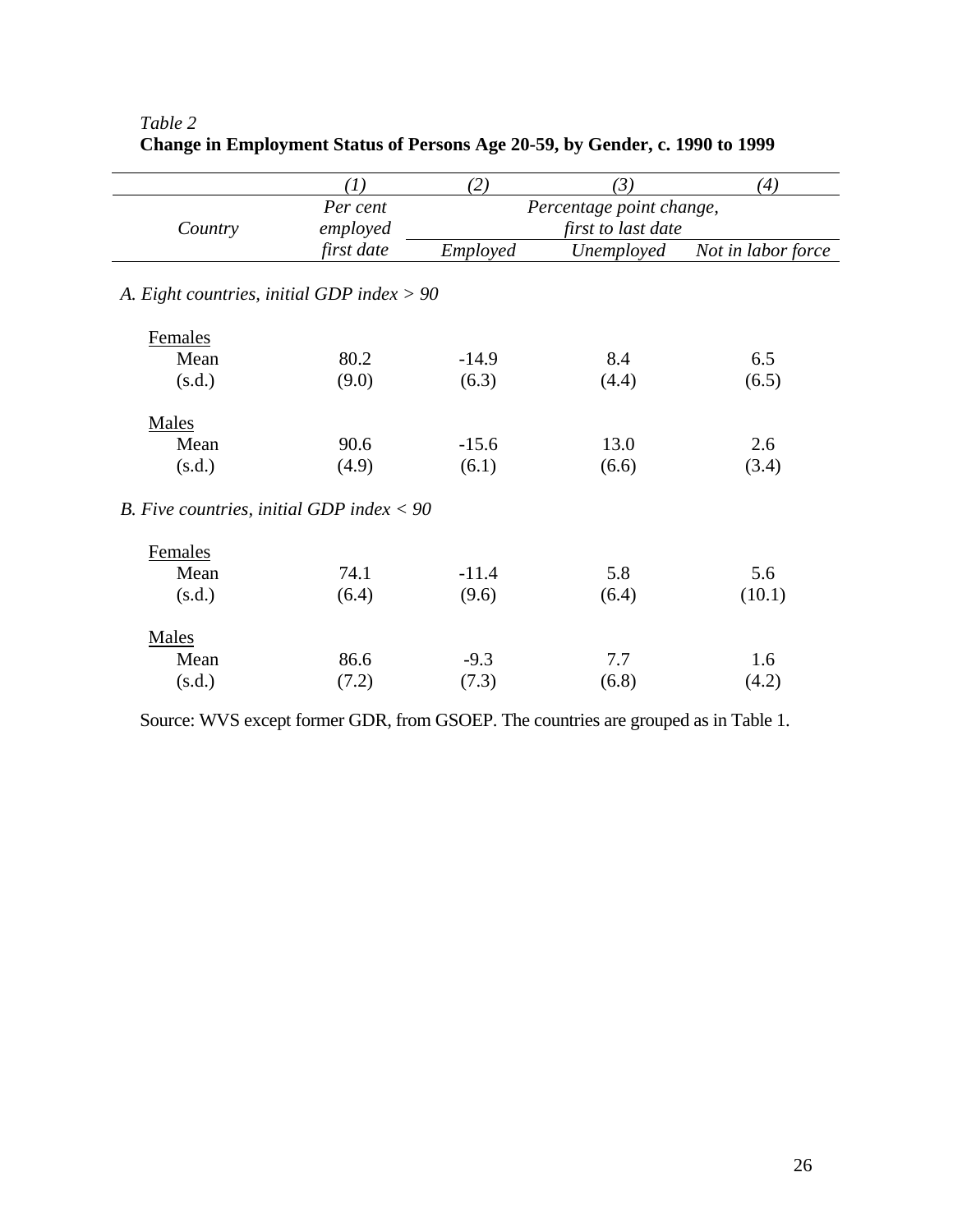*Table 2*
**Change in Employment Status of Persons Age 20-59, by Gender, c. 1990 to 1999**

| | *(1)* | *(2)* | *(3)* | *(4)* |
|---|---|---|---|---|
| *Country* | *Per cent employed first date* | *Percentage point change, first to last date* | | |
| | | *Employed* | *Unemployed* | *Not in labor force* |
| *A. Eight countries, initial GDP index > 90* | | | | |
| Females | | | | |
| Mean | 80.2 | -14.9 | 8.4 | 6.5 |
| (s.d.) | (9.0) | (6.3) | (4.4) | (6.5) |
| Males | | | | |
| Mean | 90.6 | -15.6 | 13.0 | 2.6 |
| (s.d.) | (4.9) | (6.1) | (6.6) | (3.4) |
| *B. Five countries, initial GDP index < 90* | | | | |
| Females | | | | |
| Mean | 74.1 | -11.4 | 5.8 | 5.6 |
| (s.d.) | (6.4) | (9.6) | (6.4) | (10.1) |
| Males | | | | |
| Mean | 86.6 | -9.3 | 7.7 | 1.6 |
| (s.d.) | (7.2) | (7.3) | (6.8) | (4.2) |

Source: WVS except former GDR, from GSOEP. The countries are grouped as in Table 1.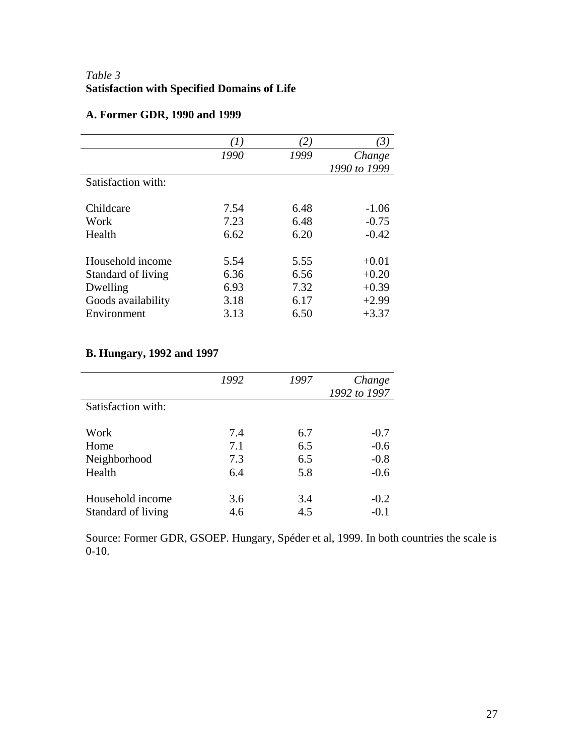*Table 3*
**Satisfaction with Specified Domains of Life**

**A. Former GDR, 1990 and 1999**

| | *(1)* | *(2)* | *(3)* |
|---|---|---|---|
| | *1990* | *1999* | *Change 1990 to 1999* |
| Satisfaction with: | | | |
| Childcare | 7.54 | 6.48 | -1.06 |
| Work | 7.23 | 6.48 | -0.75 |
| Health | 6.62 | 6.20 | -0.42 |
| Household income | 5.54 | 5.55 | +0.01 |
| Standard of living | 6.36 | 6.56 | +0.20 |
| Dwelling | 6.93 | 7.32 | +0.39 |
| Goods availability | 3.18 | 6.17 | +2.99 |
| Environment | 3.13 | 6.50 | +3.37 |

**B. Hungary, 1992 and 1997**

| | *1992* | *1997* | *Change 1992 to 1997* |
|---|---|---|---|
| Satisfaction with: | | | |
| Work | 7.4 | 6.7 | -0.7 |
| Home | 7.1 | 6.5 | -0.6 |
| Neighborhood | 7.3 | 6.5 | -0.8 |
| Health | 6.4 | 5.8 | -0.6 |
| Household income | 3.6 | 3.4 | -0.2 |
| Standard of living | 4.6 | 4.5 | -0.1 |

Source: Former GDR, GSOEP. Hungary, Spéder et al, 1999. In both countries the scale is 0-10.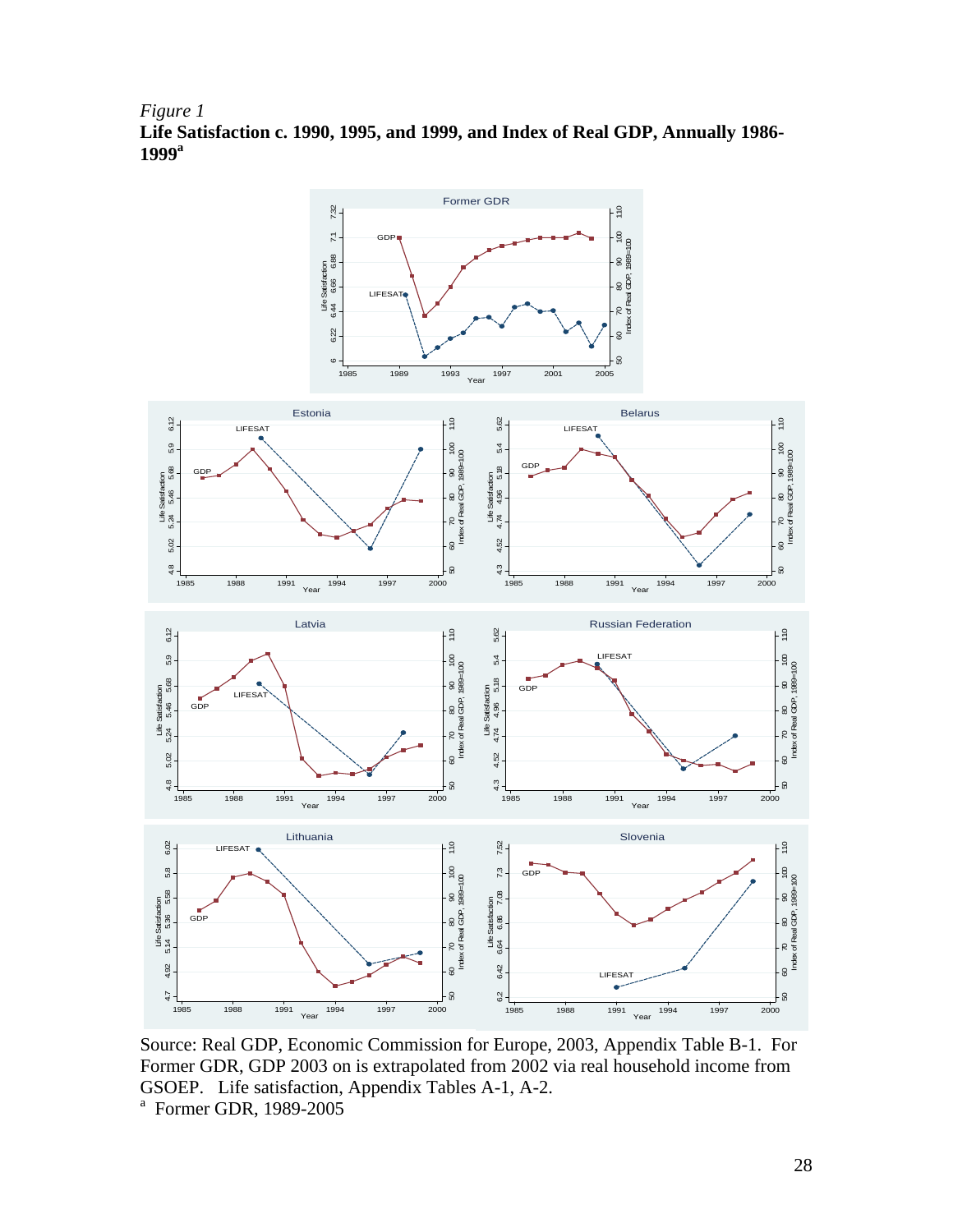*Figure 1*

**Life Satisfaction c. 1990, 1995, and 1999, and Index of Real GDP, Annually 1986-1999[a]**

Source: Real GDP, Economic Commission for Europe, 2003, Appendix Table B-1. For Former GDR, GDP 2003 on is extrapolated from 2002 via real household income from GSOEP. Life satisfaction, Appendix Tables A-1, A-2.

[a] Former GDR, 1989-2005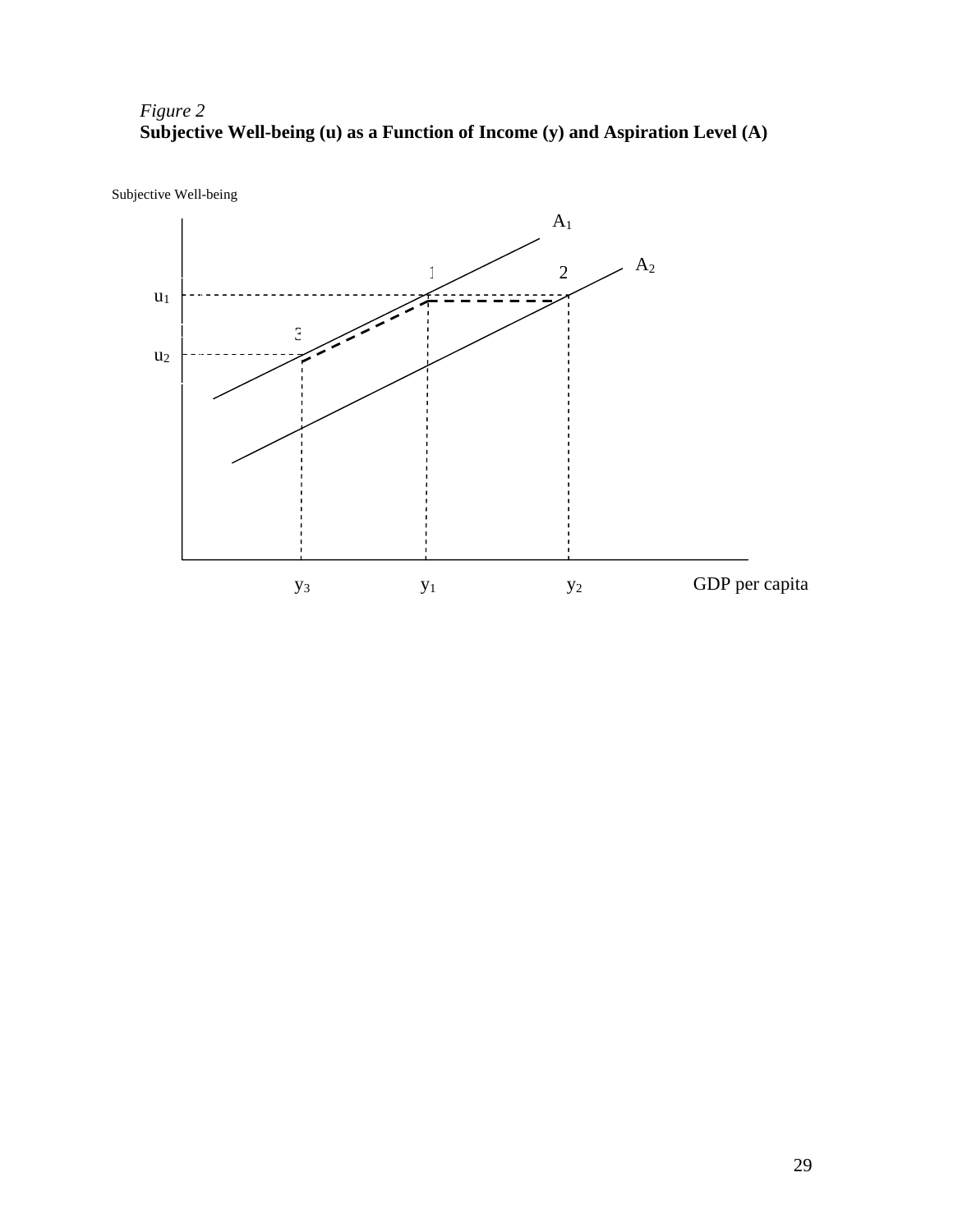*Figure 2*
**Subjective Well-being (u) as a Function of Income (y) and Aspiration Level (A)**

Subjective Well-being

$A_1$

$A_2$

1 2

$u_1$

3

$u_2$

$y_3$ $y_1$ $y_2$ GDP per capita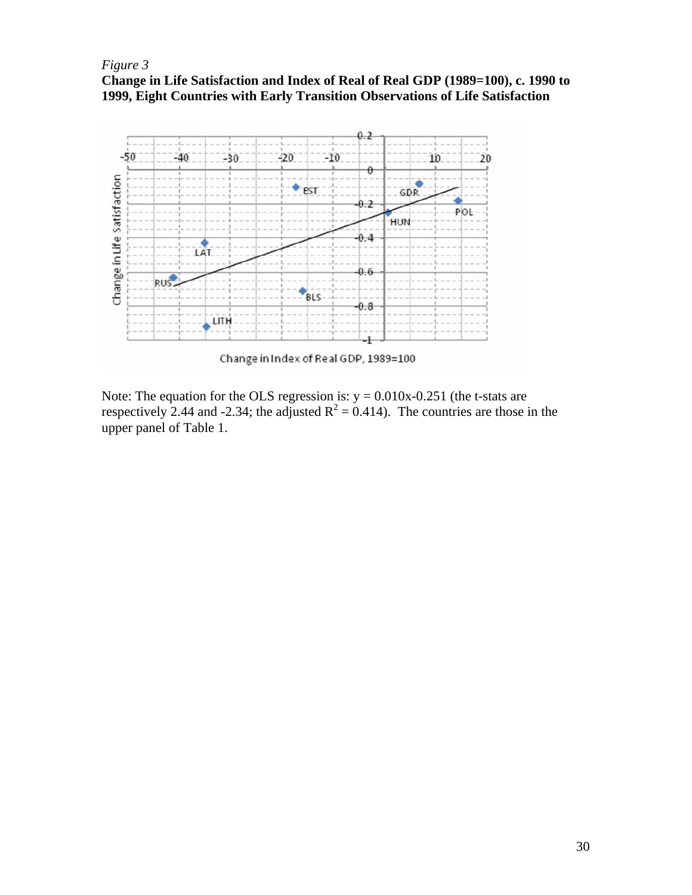*Figure 3*

**Change in Life Satisfaction and Index of Real of Real GDP (1989=100), c. 1990 to 1999, Eight Countries with Early Transition Observations of Life Satisfaction**

Note: The equation for the OLS regression is: $y = 0.010x - 0.251$ (the t-stats are respectively 2.44 and -2.34; the adjusted $R^2 = 0.414$). The countries are those in the upper panel of Table 1.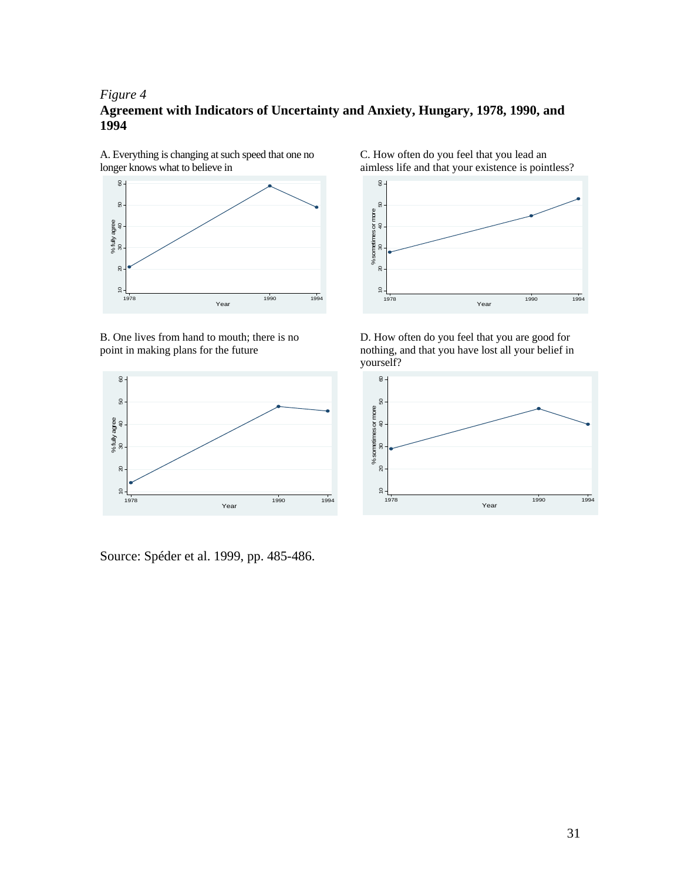*Figure 4*

**Agreement with Indicators of Uncertainty and Anxiety, Hungary, 1978, 1990, and 1994**

A. Everything is changing at such speed that one no longer knows what to believe in

C. How often do you feel that you lead an aimless life and that your existence is pointless?

B. One lives from hand to mouth; there is no point in making plans for the future

D. How often do you feel that you are good for nothing, and that you have lost all your belief in yourself?

Source: Spéder et al. 1999, pp. 485-486.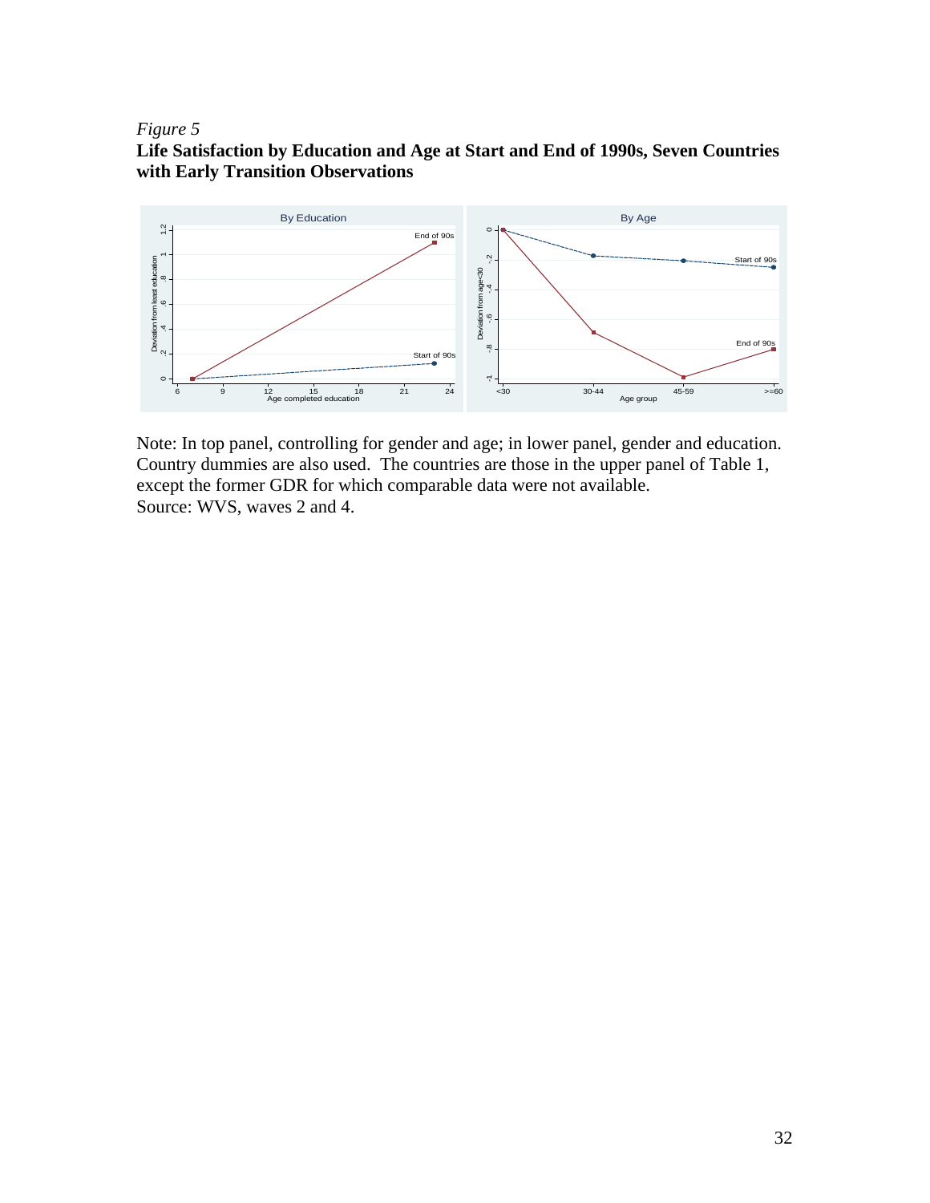*Figure 5*

**Life Satisfaction by Education and Age at Start and End of 1990s, Seven Countries with Early Transition Observations**

Note: In top panel, controlling for gender and age; in lower panel, gender and education. Country dummies are also used. The countries are those in the upper panel of Table 1, except the former GDR for which comparable data were not available.
Source: WVS, waves 2 and 4.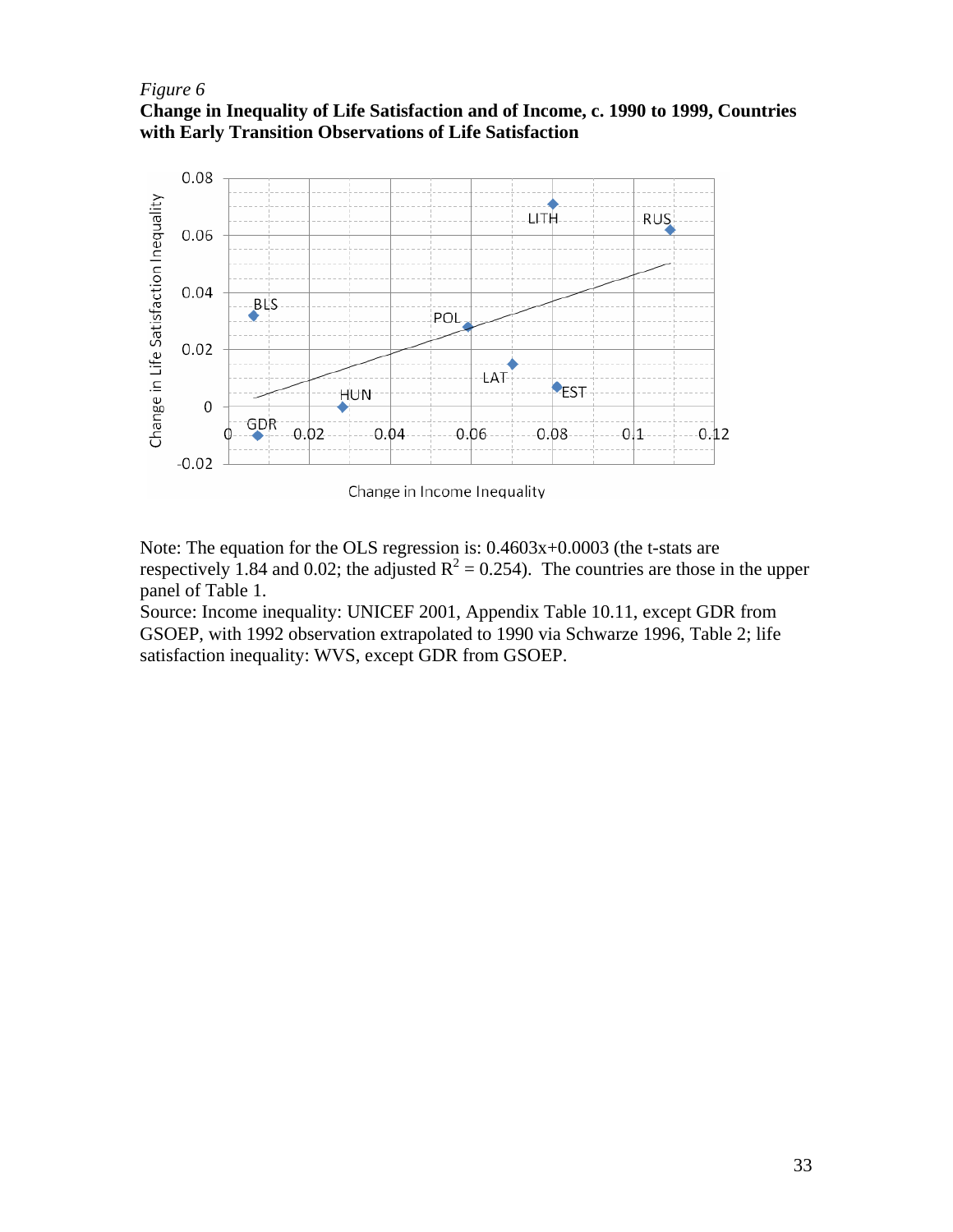*Figure 6*

**Change in Inequality of Life Satisfaction and of Income, c. 1990 to 1999, Countries with Early Transition Observations of Life Satisfaction**

Note: The equation for the OLS regression is: 0.4603x+0.0003 (the t-stats are respectively 1.84 and 0.02; the adjusted $R^2 = 0.254$). The countries are those in the upper panel of Table 1.

Source: Income inequality: UNICEF 2001, Appendix Table 10.11, except GDR from GSOEP, with 1992 observation extrapolated to 1990 via Schwarze 1996, Table 2; life satisfaction inequality: WVS, except GDR from GSOEP.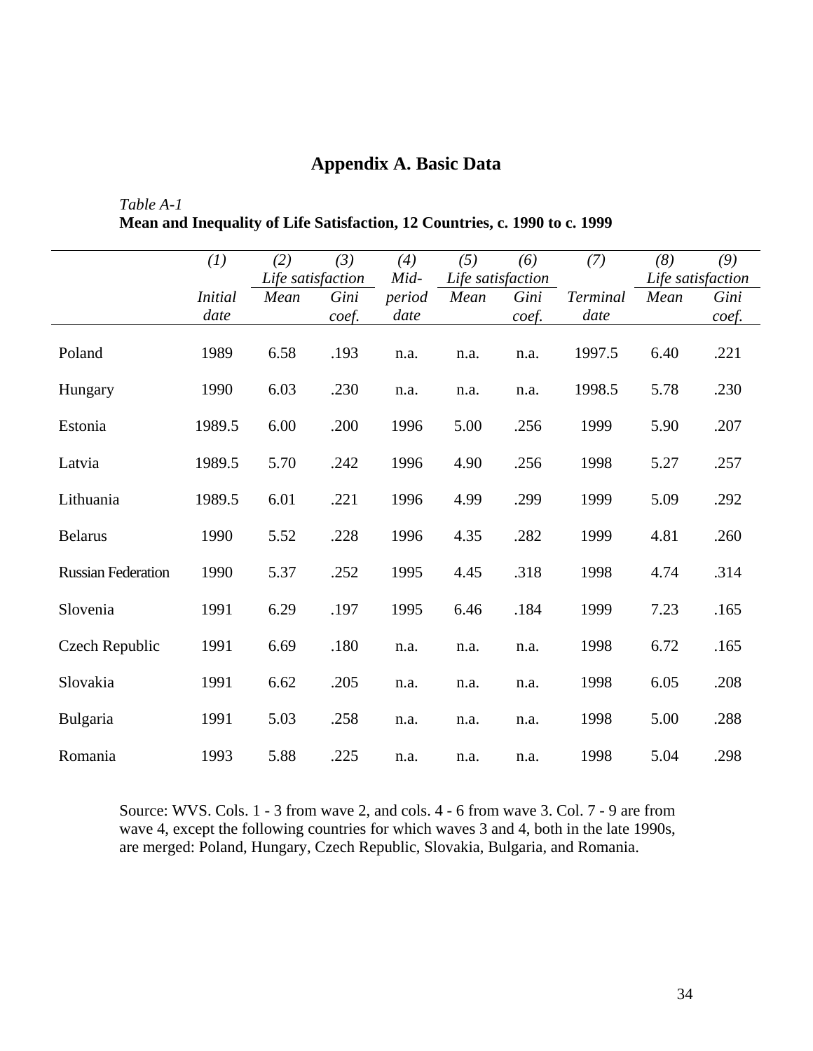# Appendix A. Basic Data

*Table A-1*
**Mean and Inequality of Life Satisfaction, 12 Countries, c. 1990 to c. 1999**

| | *(1)* | *(2)* | *(3)* | *(4)* | *(5)* | *(6)* | *(7)* | *(8)* | *(9)* |
|---|---|---|---|---|---|---|---|---|---|
| | | *Life satisfaction* | | *Mid-* | *Life satisfaction* | | | *Life satisfaction* | |
| | *Initial date* | *Mean* | *Gini coef.* | *period date* | *Mean* | *Gini coef.* | *Terminal date* | *Mean* | *Gini coef.* |
| Poland | 1989 | 6.58 | .193 | n.a. | n.a. | n.a. | 1997.5 | 6.40 | .221 |
| Hungary | 1990 | 6.03 | .230 | n.a. | n.a. | n.a. | 1998.5 | 5.78 | .230 |
| Estonia | 1989.5 | 6.00 | .200 | 1996 | 5.00 | .256 | 1999 | 5.90 | .207 |
| Latvia | 1989.5 | 5.70 | .242 | 1996 | 4.90 | .256 | 1998 | 5.27 | .257 |
| Lithuania | 1989.5 | 6.01 | .221 | 1996 | 4.99 | .299 | 1999 | 5.09 | .292 |
| Belarus | 1990 | 5.52 | .228 | 1996 | 4.35 | .282 | 1999 | 4.81 | .260 |
| Russian Federation | 1990 | 5.37 | .252 | 1995 | 4.45 | .318 | 1998 | 4.74 | .314 |
| Slovenia | 1991 | 6.29 | .197 | 1995 | 6.46 | .184 | 1999 | 7.23 | .165 |
| Czech Republic | 1991 | 6.69 | .180 | n.a. | n.a. | n.a. | 1998 | 6.72 | .165 |
| Slovakia | 1991 | 6.62 | .205 | n.a. | n.a. | n.a. | 1998 | 6.05 | .208 |
| Bulgaria | 1991 | 5.03 | .258 | n.a. | n.a. | n.a. | 1998 | 5.00 | .288 |
| Romania | 1993 | 5.88 | .225 | n.a. | n.a. | n.a. | 1998 | 5.04 | .298 |

Source: WVS. Cols. 1 - 3 from wave 2, and cols. 4 - 6 from wave 3. Col. 7 - 9 are from wave 4, except the following countries for which waves 3 and 4, both in the late 1990s, are merged: Poland, Hungary, Czech Republic, Slovakia, Bulgaria, and Romania.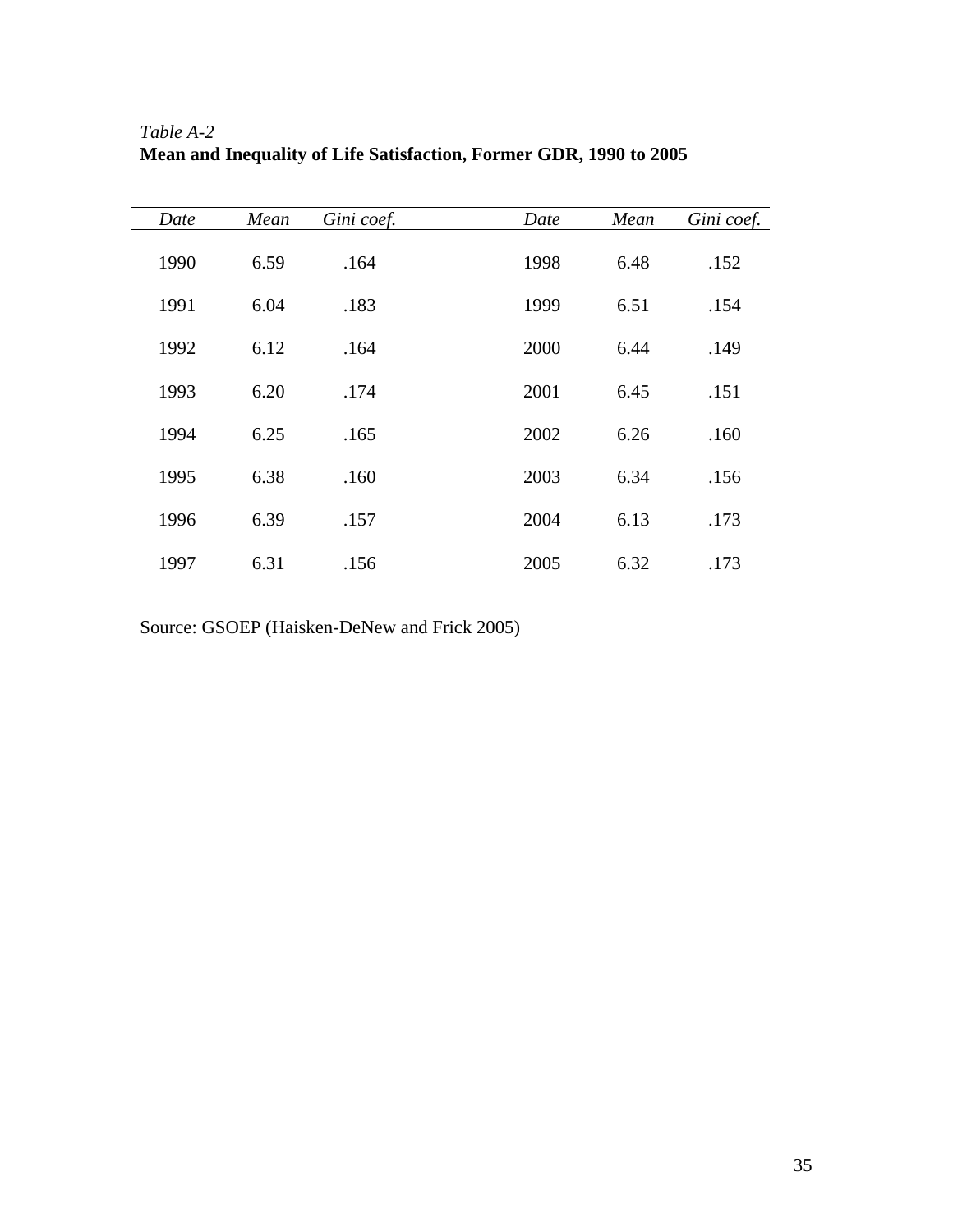*Table A-2*
**Mean and Inequality of Life Satisfaction, Former GDR, 1990 to 2005**

| *Date* | *Mean* | *Gini coef.* | *Date* | *Mean* | *Gini coef.* |
|---|---|---|---|---|---|
| 1990 | 6.59 | .164 | 1998 | 6.48 | .152 |
| 1991 | 6.04 | .183 | 1999 | 6.51 | .154 |
| 1992 | 6.12 | .164 | 2000 | 6.44 | .149 |
| 1993 | 6.20 | .174 | 2001 | 6.45 | .151 |
| 1994 | 6.25 | .165 | 2002 | 6.26 | .160 |
| 1995 | 6.38 | .160 | 2003 | 6.34 | .156 |
| 1996 | 6.39 | .157 | 2004 | 6.13 | .173 |
| 1997 | 6.31 | .156 | 2005 | 6.32 | .173 |

Source: GSOEP (Haisken-DeNew and Frick 2005)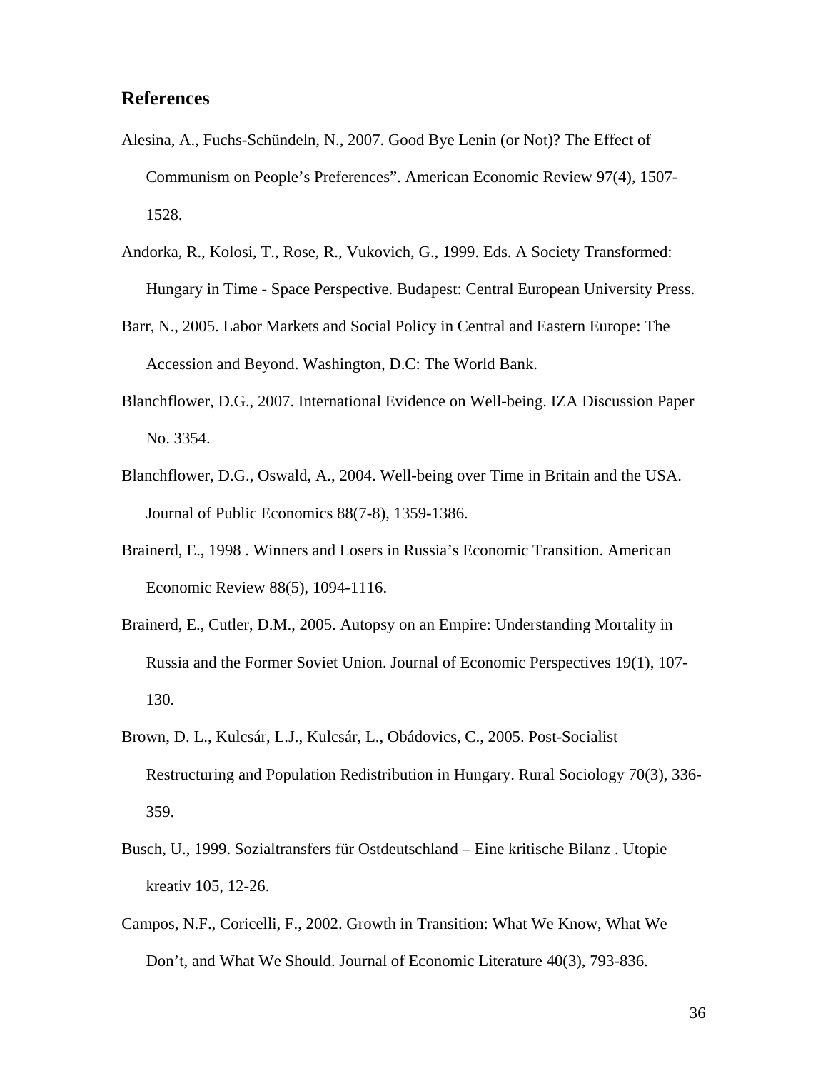## References

Alesina, A., Fuchs-Schündeln, N., 2007. Good Bye Lenin (or Not)? The Effect of Communism on People's Preferences". American Economic Review 97(4), 1507-1528.

Andorka, R., Kolosi, T., Rose, R., Vukovich, G., 1999. Eds. A Society Transformed: Hungary in Time - Space Perspective. Budapest: Central European University Press.

Barr, N., 2005. Labor Markets and Social Policy in Central and Eastern Europe: The Accession and Beyond. Washington, D.C: The World Bank.

Blanchflower, D.G., 2007. International Evidence on Well-being. IZA Discussion Paper No. 3354.

Blanchflower, D.G., Oswald, A., 2004. Well-being over Time in Britain and the USA. Journal of Public Economics 88(7-8), 1359-1386.

Brainerd, E., 1998 . Winners and Losers in Russia's Economic Transition. American Economic Review 88(5), 1094-1116.

Brainerd, E., Cutler, D.M., 2005. Autopsy on an Empire: Understanding Mortality in Russia and the Former Soviet Union. Journal of Economic Perspectives 19(1), 107-130.

Brown, D. L., Kulcsár, L.J., Kulcsár, L., Obádovics, C., 2005. Post-Socialist Restructuring and Population Redistribution in Hungary. Rural Sociology 70(3), 336-359.

Busch, U., 1999. Sozialtransfers für Ostdeutschland – Eine kritische Bilanz . Utopie kreativ 105, 12-26.

Campos, N.F., Coricelli, F., 2002. Growth in Transition: What We Know, What We Don't, and What We Should. Journal of Economic Literature 40(3), 793-836.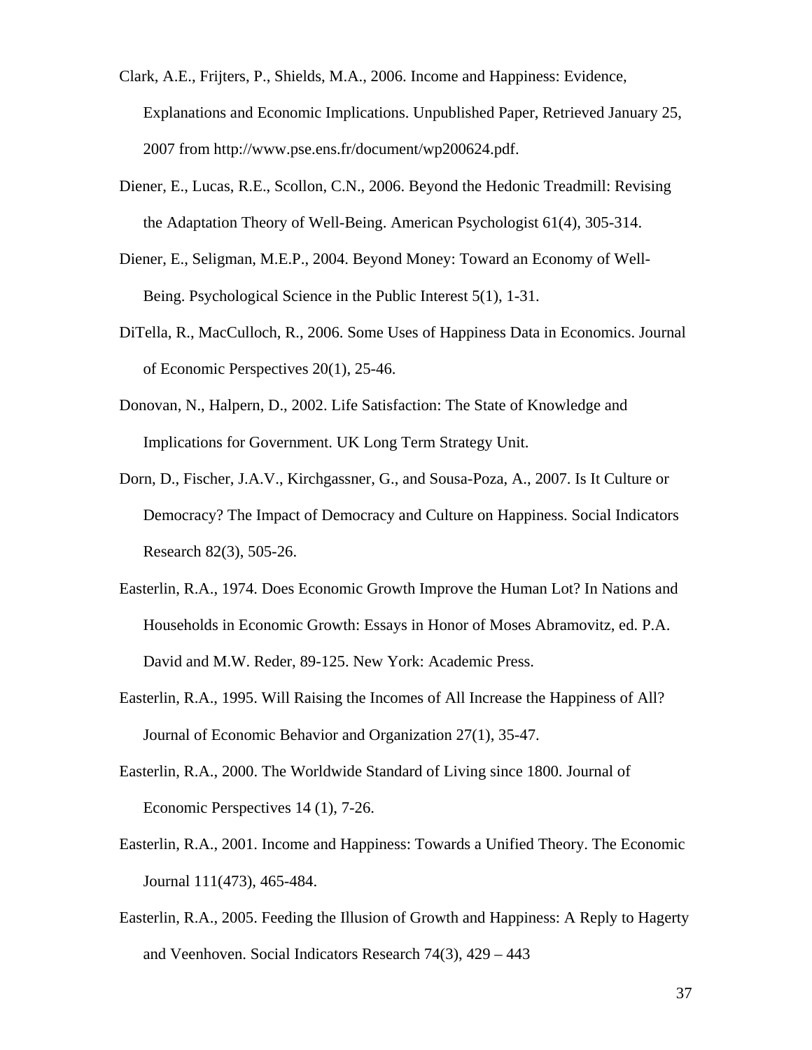Clark, A.E., Frijters, P., Shields, M.A., 2006. Income and Happiness: Evidence, Explanations and Economic Implications. Unpublished Paper, Retrieved January 25, 2007 from http://www.pse.ens.fr/document/wp200624.pdf.

Diener, E., Lucas, R.E., Scollon, C.N., 2006. Beyond the Hedonic Treadmill: Revising the Adaptation Theory of Well-Being. American Psychologist 61(4), 305-314.

Diener, E., Seligman, M.E.P., 2004. Beyond Money: Toward an Economy of Well-Being. Psychological Science in the Public Interest 5(1), 1-31.

DiTella, R., MacCulloch, R., 2006. Some Uses of Happiness Data in Economics. Journal of Economic Perspectives 20(1), 25-46.

Donovan, N., Halpern, D., 2002. Life Satisfaction: The State of Knowledge and Implications for Government. UK Long Term Strategy Unit.

Dorn, D., Fischer, J.A.V., Kirchgassner, G., and Sousa-Poza, A., 2007. Is It Culture or Democracy? The Impact of Democracy and Culture on Happiness. Social Indicators Research 82(3), 505-26.

Easterlin, R.A., 1974. Does Economic Growth Improve the Human Lot? In Nations and Households in Economic Growth: Essays in Honor of Moses Abramovitz, ed. P.A. David and M.W. Reder, 89-125. New York: Academic Press.

Easterlin, R.A., 1995. Will Raising the Incomes of All Increase the Happiness of All? Journal of Economic Behavior and Organization 27(1), 35-47.

Easterlin, R.A., 2000. The Worldwide Standard of Living since 1800. Journal of Economic Perspectives 14 (1), 7-26.

Easterlin, R.A., 2001. Income and Happiness: Towards a Unified Theory. The Economic Journal 111(473), 465-484.

Easterlin, R.A., 2005. Feeding the Illusion of Growth and Happiness: A Reply to Hagerty and Veenhoven. Social Indicators Research 74(3), 429 – 443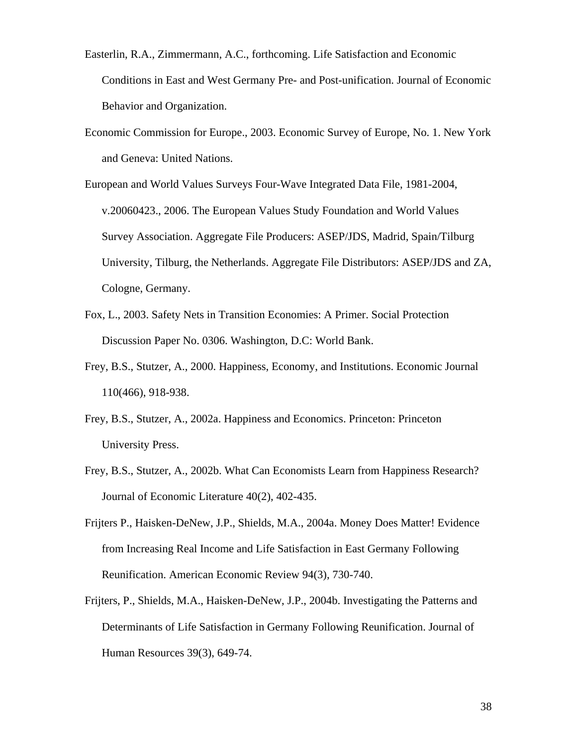Easterlin, R.A., Zimmermann, A.C., forthcoming. Life Satisfaction and Economic Conditions in East and West Germany Pre- and Post-unification. Journal of Economic Behavior and Organization.

Economic Commission for Europe., 2003. Economic Survey of Europe, No. 1. New York and Geneva: United Nations.

European and World Values Surveys Four-Wave Integrated Data File, 1981-2004, v.20060423., 2006. The European Values Study Foundation and World Values Survey Association. Aggregate File Producers: ASEP/JDS, Madrid, Spain/Tilburg University, Tilburg, the Netherlands. Aggregate File Distributors: ASEP/JDS and ZA, Cologne, Germany.

Fox, L., 2003. Safety Nets in Transition Economies: A Primer. Social Protection Discussion Paper No. 0306. Washington, D.C: World Bank.

Frey, B.S., Stutzer, A., 2000. Happiness, Economy, and Institutions. Economic Journal 110(466), 918-938.

Frey, B.S., Stutzer, A., 2002a. Happiness and Economics. Princeton: Princeton University Press.

Frey, B.S., Stutzer, A., 2002b. What Can Economists Learn from Happiness Research? Journal of Economic Literature 40(2), 402-435.

Frijters P., Haisken-DeNew, J.P., Shields, M.A., 2004a. Money Does Matter! Evidence from Increasing Real Income and Life Satisfaction in East Germany Following Reunification. American Economic Review 94(3), 730-740.

Frijters, P., Shields, M.A., Haisken-DeNew, J.P., 2004b. Investigating the Patterns and Determinants of Life Satisfaction in Germany Following Reunification. Journal of Human Resources 39(3), 649-74.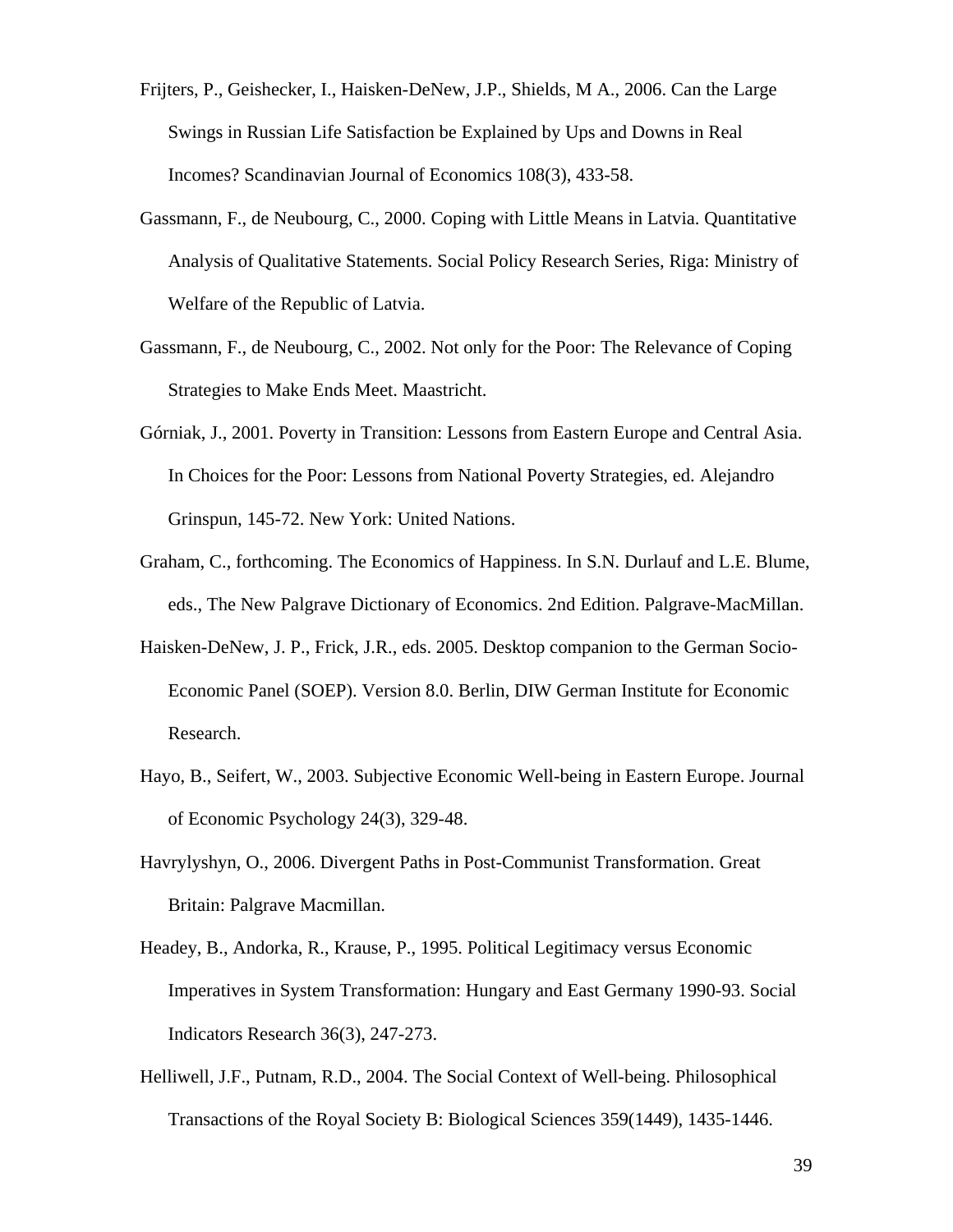Frijters, P., Geishecker, I., Haisken-DeNew, J.P., Shields, M A., 2006. Can the Large Swings in Russian Life Satisfaction be Explained by Ups and Downs in Real Incomes? Scandinavian Journal of Economics 108(3), 433-58.

Gassmann, F., de Neubourg, C., 2000. Coping with Little Means in Latvia. Quantitative Analysis of Qualitative Statements. Social Policy Research Series, Riga: Ministry of Welfare of the Republic of Latvia.

Gassmann, F., de Neubourg, C., 2002. Not only for the Poor: The Relevance of Coping Strategies to Make Ends Meet. Maastricht.

Górniak, J., 2001. Poverty in Transition: Lessons from Eastern Europe and Central Asia. In Choices for the Poor: Lessons from National Poverty Strategies, ed. Alejandro Grinspun, 145-72. New York: United Nations.

Graham, C., forthcoming. The Economics of Happiness. In S.N. Durlauf and L.E. Blume, eds., The New Palgrave Dictionary of Economics. 2nd Edition. Palgrave-MacMillan.

Haisken-DeNew, J. P., Frick, J.R., eds. 2005. Desktop companion to the German Socio-Economic Panel (SOEP). Version 8.0. Berlin, DIW German Institute for Economic Research.

Hayo, B., Seifert, W., 2003. Subjective Economic Well-being in Eastern Europe. Journal of Economic Psychology 24(3), 329-48.

Havrylyshyn, O., 2006. Divergent Paths in Post-Communist Transformation. Great Britain: Palgrave Macmillan.

Headey, B., Andorka, R., Krause, P., 1995. Political Legitimacy versus Economic Imperatives in System Transformation: Hungary and East Germany 1990-93. Social Indicators Research 36(3), 247-273.

Helliwell, J.F., Putnam, R.D., 2004. The Social Context of Well-being. Philosophical Transactions of the Royal Society B: Biological Sciences 359(1449), 1435-1446.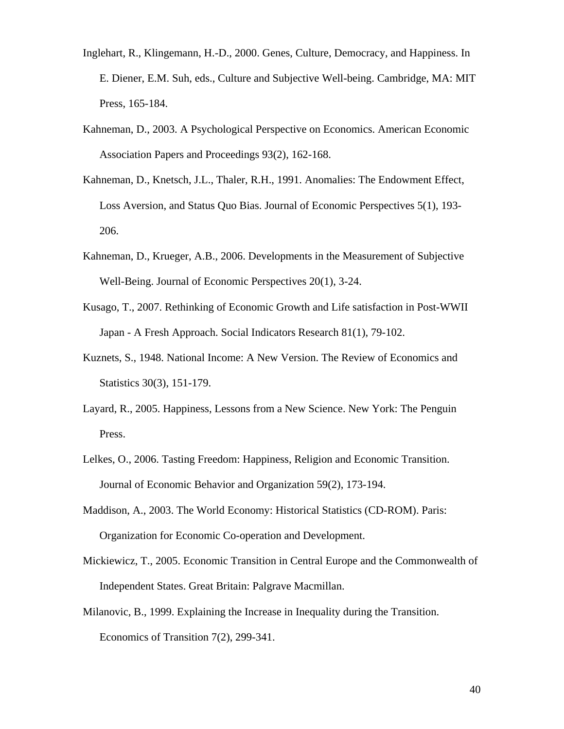Inglehart, R., Klingemann, H.-D., 2000. Genes, Culture, Democracy, and Happiness. In E. Diener, E.M. Suh, eds., Culture and Subjective Well-being. Cambridge, MA: MIT Press, 165-184.

Kahneman, D., 2003. A Psychological Perspective on Economics. American Economic Association Papers and Proceedings 93(2), 162-168.

Kahneman, D., Knetsch, J.L., Thaler, R.H., 1991. Anomalies: The Endowment Effect, Loss Aversion, and Status Quo Bias. Journal of Economic Perspectives 5(1), 193-206.

Kahneman, D., Krueger, A.B., 2006. Developments in the Measurement of Subjective Well-Being. Journal of Economic Perspectives 20(1), 3-24.

Kusago, T., 2007. Rethinking of Economic Growth and Life satisfaction in Post-WWII Japan - A Fresh Approach. Social Indicators Research 81(1), 79-102.

Kuznets, S., 1948. National Income: A New Version. The Review of Economics and Statistics 30(3), 151-179.

Layard, R., 2005. Happiness, Lessons from a New Science. New York: The Penguin Press.

Lelkes, O., 2006. Tasting Freedom: Happiness, Religion and Economic Transition. Journal of Economic Behavior and Organization 59(2), 173-194.

Maddison, A., 2003. The World Economy: Historical Statistics (CD-ROM). Paris: Organization for Economic Co-operation and Development.

Mickiewicz, T., 2005. Economic Transition in Central Europe and the Commonwealth of Independent States. Great Britain: Palgrave Macmillan.

Milanovic, B., 1999. Explaining the Increase in Inequality during the Transition. Economics of Transition 7(2), 299-341.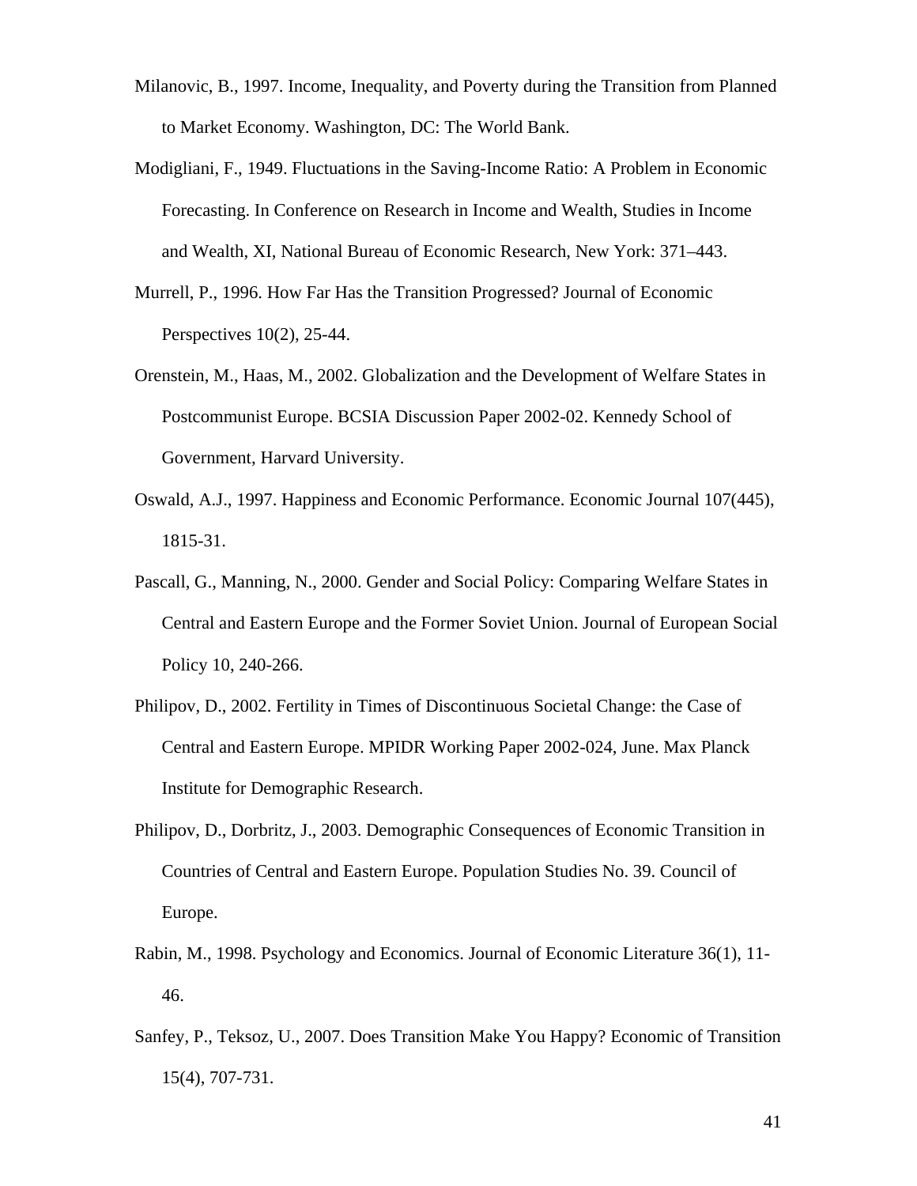Milanovic, B., 1997. Income, Inequality, and Poverty during the Transition from Planned to Market Economy. Washington, DC: The World Bank.

Modigliani, F., 1949. Fluctuations in the Saving-Income Ratio: A Problem in Economic Forecasting. In Conference on Research in Income and Wealth, Studies in Income and Wealth, XI, National Bureau of Economic Research, New York: 371–443.

Murrell, P., 1996. How Far Has the Transition Progressed? Journal of Economic Perspectives 10(2), 25-44.

Orenstein, M., Haas, M., 2002. Globalization and the Development of Welfare States in Postcommunist Europe. BCSIA Discussion Paper 2002-02. Kennedy School of Government, Harvard University.

Oswald, A.J., 1997. Happiness and Economic Performance. Economic Journal 107(445), 1815-31.

Pascall, G., Manning, N., 2000. Gender and Social Policy: Comparing Welfare States in Central and Eastern Europe and the Former Soviet Union. Journal of European Social Policy 10, 240-266.

Philipov, D., 2002. Fertility in Times of Discontinuous Societal Change: the Case of Central and Eastern Europe. MPIDR Working Paper 2002-024, June. Max Planck Institute for Demographic Research.

Philipov, D., Dorbritz, J., 2003. Demographic Consequences of Economic Transition in Countries of Central and Eastern Europe. Population Studies No. 39. Council of Europe.

Rabin, M., 1998. Psychology and Economics. Journal of Economic Literature 36(1), 11-46.

Sanfey, P., Teksoz, U., 2007. Does Transition Make You Happy? Economic of Transition 15(4), 707-731.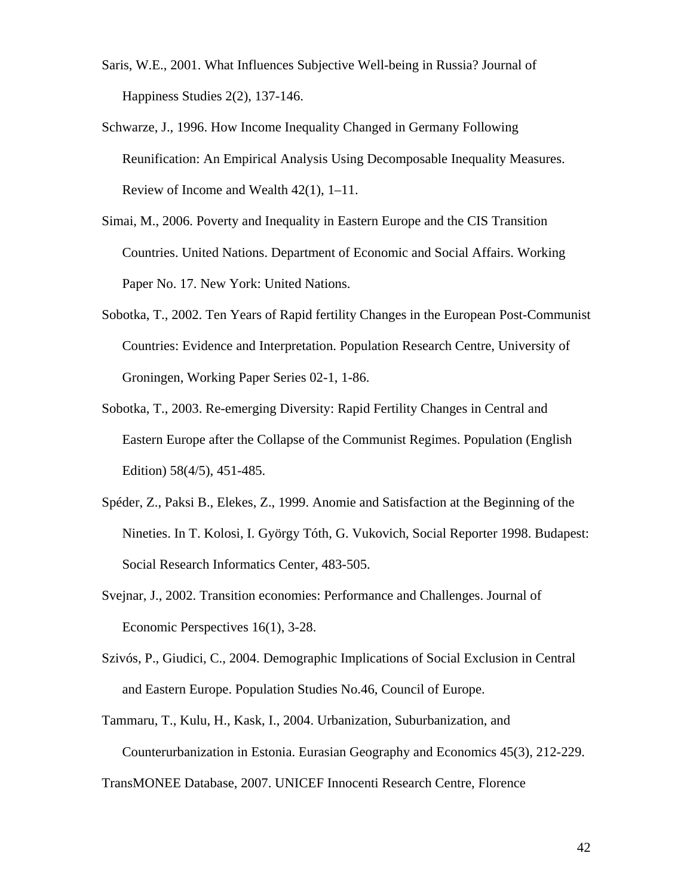Saris, W.E., 2001. What Influences Subjective Well-being in Russia? Journal of Happiness Studies 2(2), 137-146.

Schwarze, J., 1996. How Income Inequality Changed in Germany Following Reunification: An Empirical Analysis Using Decomposable Inequality Measures. Review of Income and Wealth 42(1), 1–11.

Simai, M., 2006. Poverty and Inequality in Eastern Europe and the CIS Transition Countries. United Nations. Department of Economic and Social Affairs. Working Paper No. 17. New York: United Nations.

Sobotka, T., 2002. Ten Years of Rapid fertility Changes in the European Post-Communist Countries: Evidence and Interpretation. Population Research Centre, University of Groningen, Working Paper Series 02-1, 1-86.

Sobotka, T., 2003. Re-emerging Diversity: Rapid Fertility Changes in Central and Eastern Europe after the Collapse of the Communist Regimes. Population (English Edition) 58(4/5), 451-485.

Spéder, Z., Paksi B., Elekes, Z., 1999. Anomie and Satisfaction at the Beginning of the Nineties. In T. Kolosi, I. György Tóth, G. Vukovich, Social Reporter 1998. Budapest: Social Research Informatics Center, 483-505.

Svejnar, J., 2002. Transition economies: Performance and Challenges. Journal of Economic Perspectives 16(1), 3-28.

Szivós, P., Giudici, C., 2004. Demographic Implications of Social Exclusion in Central and Eastern Europe. Population Studies No.46, Council of Europe.

Tammaru, T., Kulu, H., Kask, I., 2004. Urbanization, Suburbanization, and Counterurbanization in Estonia. Eurasian Geography and Economics 45(3), 212-229.

TransMONEE Database, 2007. UNICEF Innocenti Research Centre, Florence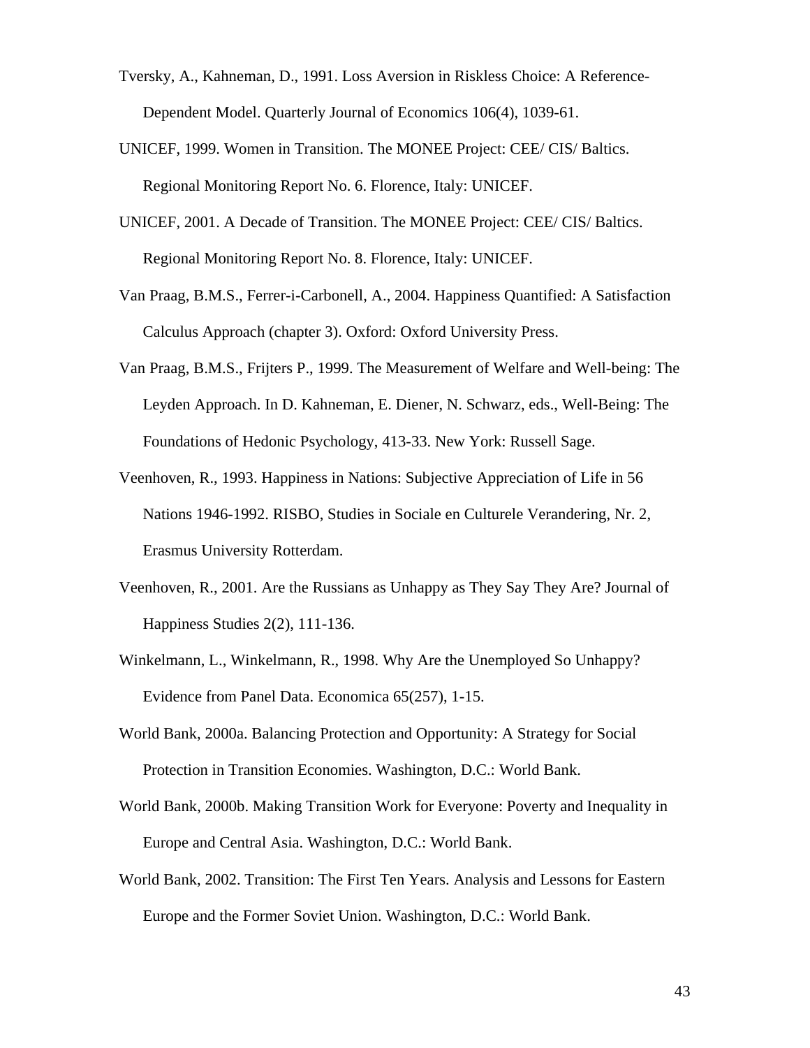Tversky, A., Kahneman, D., 1991. Loss Aversion in Riskless Choice: A Reference-Dependent Model. Quarterly Journal of Economics 106(4), 1039-61.

UNICEF, 1999. Women in Transition. The MONEE Project: CEE/ CIS/ Baltics. Regional Monitoring Report No. 6. Florence, Italy: UNICEF.

UNICEF, 2001. A Decade of Transition. The MONEE Project: CEE/ CIS/ Baltics. Regional Monitoring Report No. 8. Florence, Italy: UNICEF.

Van Praag, B.M.S., Ferrer-i-Carbonell, A., 2004. Happiness Quantified: A Satisfaction Calculus Approach (chapter 3). Oxford: Oxford University Press.

Van Praag, B.M.S., Frijters P., 1999. The Measurement of Welfare and Well-being: The Leyden Approach. In D. Kahneman, E. Diener, N. Schwarz, eds., Well-Being: The Foundations of Hedonic Psychology, 413-33. New York: Russell Sage.

Veenhoven, R., 1993. Happiness in Nations: Subjective Appreciation of Life in 56 Nations 1946-1992. RISBO, Studies in Sociale en Culturele Verandering, Nr. 2, Erasmus University Rotterdam.

Veenhoven, R., 2001. Are the Russians as Unhappy as They Say They Are? Journal of Happiness Studies 2(2), 111-136.

Winkelmann, L., Winkelmann, R., 1998. Why Are the Unemployed So Unhappy? Evidence from Panel Data. Economica 65(257), 1-15.

World Bank, 2000a. Balancing Protection and Opportunity: A Strategy for Social Protection in Transition Economies. Washington, D.C.: World Bank.

World Bank, 2000b. Making Transition Work for Everyone: Poverty and Inequality in Europe and Central Asia. Washington, D.C.: World Bank.

World Bank, 2002. Transition: The First Ten Years. Analysis and Lessons for Eastern Europe and the Former Soviet Union. Washington, D.C.: World Bank.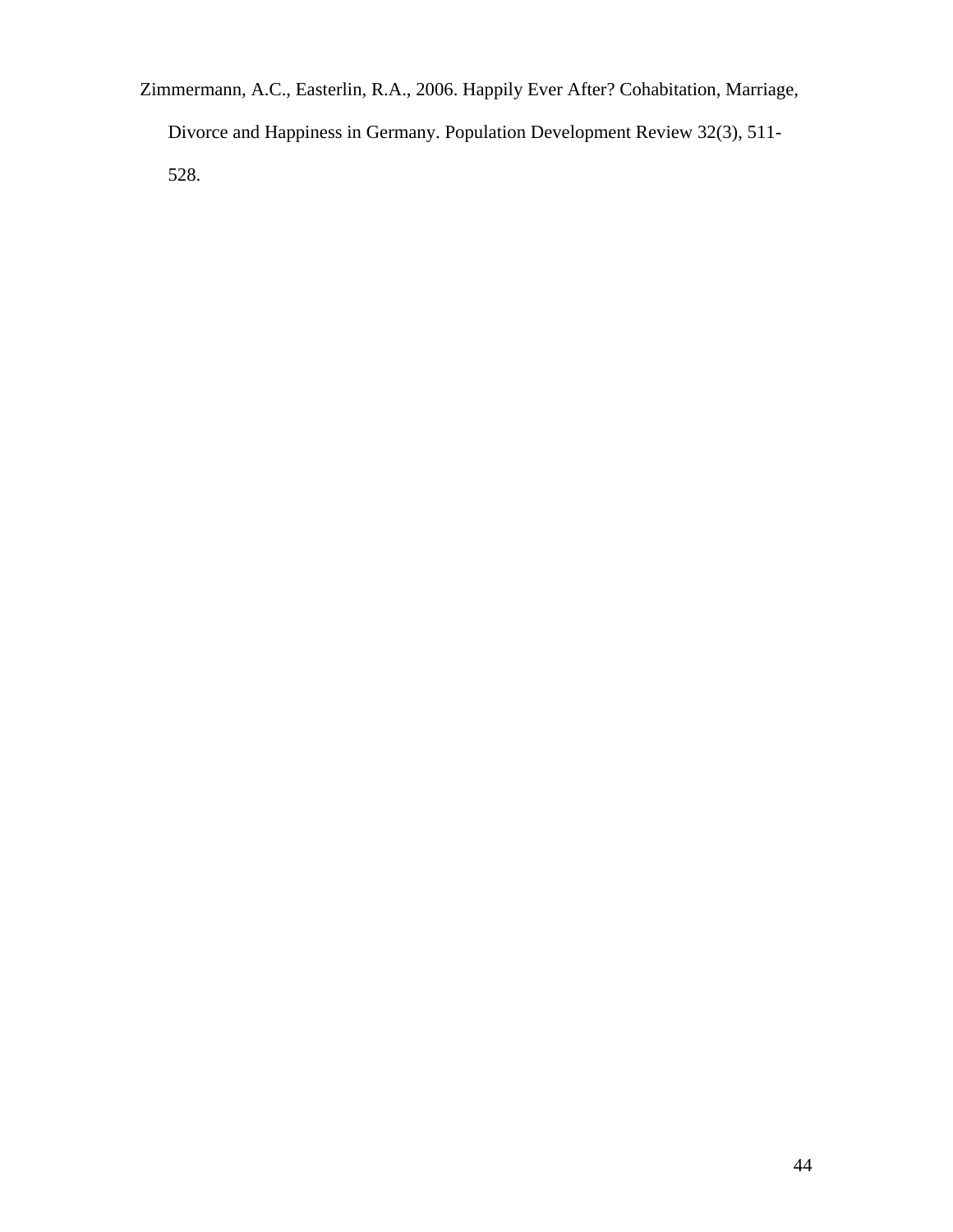Zimmermann, A.C., Easterlin, R.A., 2006. Happily Ever After? Cohabitation, Marriage, Divorce and Happiness in Germany. Population Development Review 32(3), 511-528.